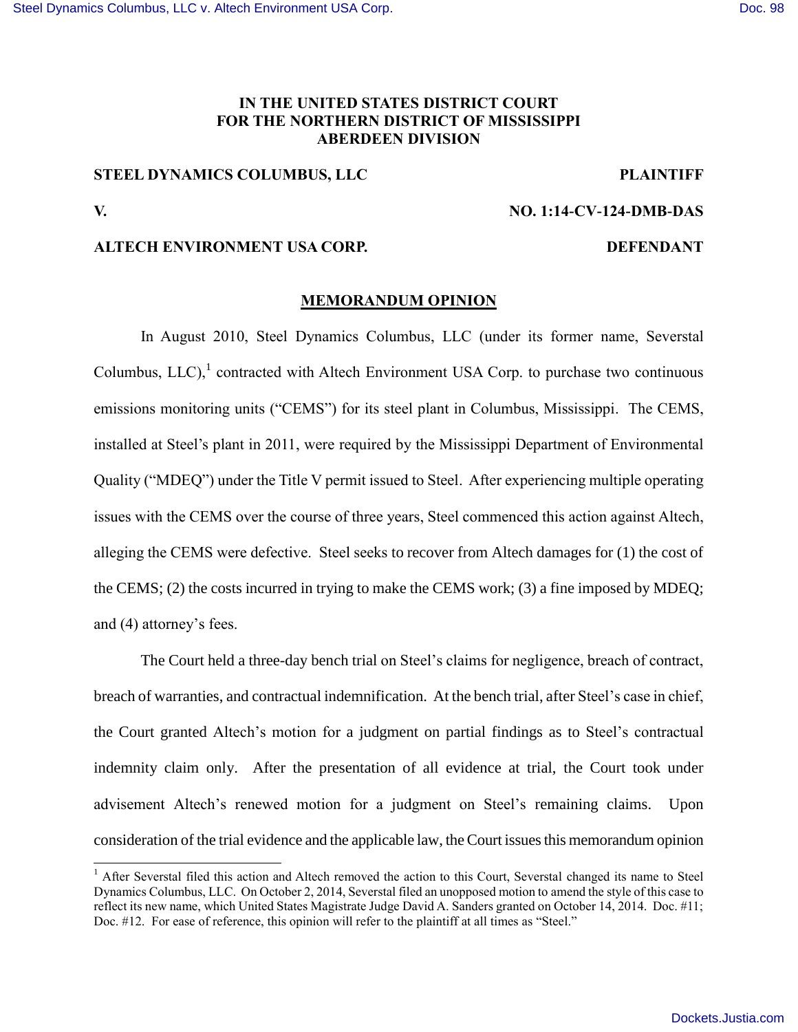**IN THE UNITED STATES DISTRICT COURT**
**FOR THE NORTHERN DISTRICT OF MISSISSIPPI**
**ABERDEEN DIVISION**

**STEEL DYNAMICS COLUMBUS, LLC** **PLAINTIFF**

**V.** **NO. 1:14-CV-124-DMB-DAS**

**ALTECH ENVIRONMENT USA CORP.** **DEFENDANT**

## MEMORANDUM OPINION

In August 2010, Steel Dynamics Columbus, LLC (under its former name, Severstal Columbus, LLC),[1] contracted with Altech Environment USA Corp. to purchase two continuous emissions monitoring units ("CEMS") for its steel plant in Columbus, Mississippi. The CEMS, installed at Steel's plant in 2011, were required by the Mississippi Department of Environmental Quality ("MDEQ") under the Title V permit issued to Steel. After experiencing multiple operating issues with the CEMS over the course of three years, Steel commenced this action against Altech, alleging the CEMS were defective. Steel seeks to recover from Altech damages for (1) the cost of the CEMS; (2) the costs incurred in trying to make the CEMS work; (3) a fine imposed by MDEQ; and (4) attorney's fees.

The Court held a three-day bench trial on Steel's claims for negligence, breach of contract, breach of warranties, and contractual indemnification. At the bench trial, after Steel's case in chief, the Court granted Altech's motion for a judgment on partial findings as to Steel's contractual indemnity claim only. After the presentation of all evidence at trial, the Court took under advisement Altech's renewed motion for a judgment on Steel's remaining claims. Upon consideration of the trial evidence and the applicable law, the Court issues this memorandum opinion

[1] After Severstal filed this action and Altech removed the action to this Court, Severstal changed its name to Steel Dynamics Columbus, LLC. On October 2, 2014, Severstal filed an unopposed motion to amend the style of this case to reflect its new name, which United States Magistrate Judge David A. Sanders granted on October 14, 2014. Doc. #11; Doc. #12. For ease of reference, this opinion will refer to the plaintiff at all times as "Steel."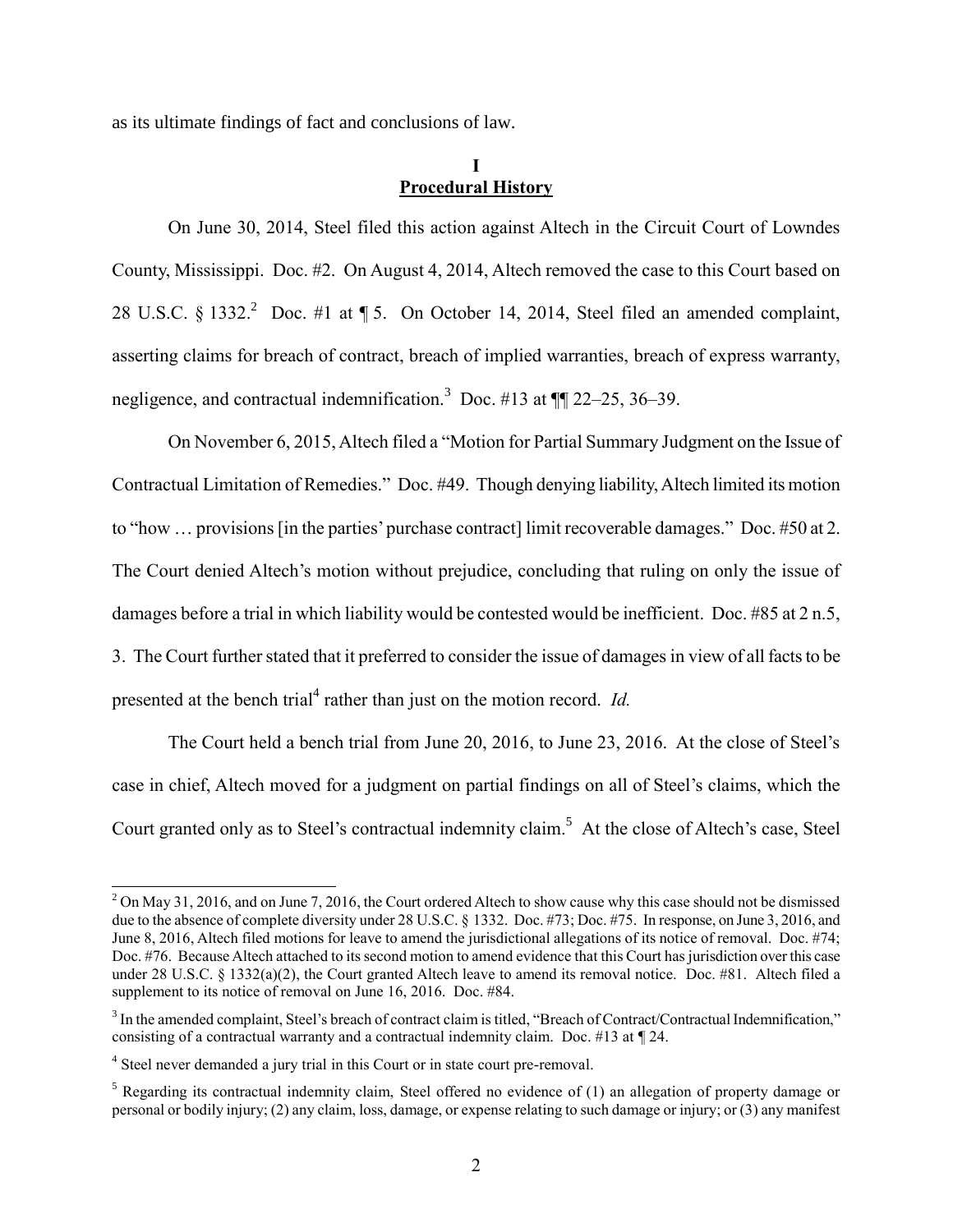as its ultimate findings of fact and conclusions of law.

## I
## Procedural History

On June 30, 2014, Steel filed this action against Altech in the Circuit Court of Lowndes County, Mississippi. Doc. #2. On August 4, 2014, Altech removed the case to this Court based on 28 U.S.C. § 1332.[2] Doc. #1 at ¶ 5. On October 14, 2014, Steel filed an amended complaint, asserting claims for breach of contract, breach of implied warranties, breach of express warranty, negligence, and contractual indemnification.[3] Doc. #13 at ¶¶ 22–25, 36–39.

On November 6, 2015, Altech filed a "Motion for Partial Summary Judgment on the Issue of Contractual Limitation of Remedies." Doc. #49. Though denying liability, Altech limited its motion to "how … provisions [in the parties' purchase contract] limit recoverable damages." Doc. #50 at 2. The Court denied Altech's motion without prejudice, concluding that ruling on only the issue of damages before a trial in which liability would be contested would be inefficient. Doc. #85 at 2 n.5, 3. The Court further stated that it preferred to consider the issue of damages in view of all facts to be presented at the bench trial[4] rather than just on the motion record. *Id.*

The Court held a bench trial from June 20, 2016, to June 23, 2016. At the close of Steel's case in chief, Altech moved for a judgment on partial findings on all of Steel's claims, which the Court granted only as to Steel's contractual indemnity claim.[5] At the close of Altech's case, Steel

---

[2] On May 31, 2016, and on June 7, 2016, the Court ordered Altech to show cause why this case should not be dismissed due to the absence of complete diversity under 28 U.S.C. § 1332. Doc. #73; Doc. #75. In response, on June 3, 2016, and June 8, 2016, Altech filed motions for leave to amend the jurisdictional allegations of its notice of removal. Doc. #74; Doc. #76. Because Altech attached to its second motion to amend evidence that this Court has jurisdiction over this case under 28 U.S.C. § 1332(a)(2), the Court granted Altech leave to amend its removal notice. Doc. #81. Altech filed a supplement to its notice of removal on June 16, 2016. Doc. #84.

[3] In the amended complaint, Steel's breach of contract claim is titled, "Breach of Contract/Contractual Indemnification," consisting of a contractual warranty and a contractual indemnity claim. Doc. #13 at ¶ 24.

[4] Steel never demanded a jury trial in this Court or in state court pre-removal.

[5] Regarding its contractual indemnity claim, Steel offered no evidence of (1) an allegation of property damage or personal or bodily injury; (2) any claim, loss, damage, or expense relating to such damage or injury; or (3) any manifest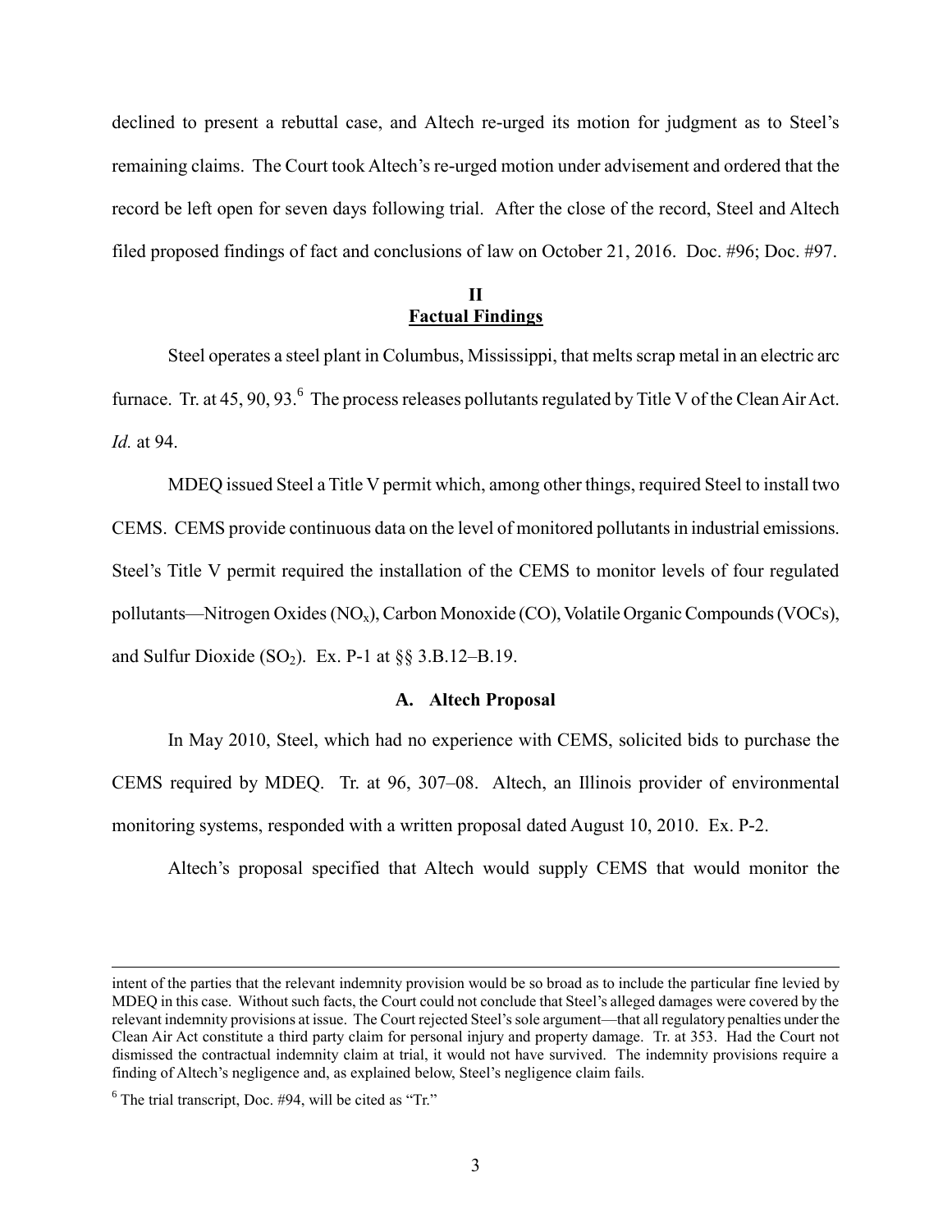declined to present a rebuttal case, and Altech re-urged its motion for judgment as to Steel's remaining claims. The Court took Altech's re-urged motion under advisement and ordered that the record be left open for seven days following trial. After the close of the record, Steel and Altech filed proposed findings of fact and conclusions of law on October 21, 2016. Doc. #96; Doc. #97.

## II
## Factual Findings

Steel operates a steel plant in Columbus, Mississippi, that melts scrap metal in an electric arc furnace. Tr. at 45, 90, 93.[6] The process releases pollutants regulated by Title V of the Clean Air Act. *Id.* at 94.

MDEQ issued Steel a Title V permit which, among other things, required Steel to install two CEMS. CEMS provide continuous data on the level of monitored pollutants in industrial emissions. Steel's Title V permit required the installation of the CEMS to monitor levels of four regulated pollutants—Nitrogen Oxides ($NO_x$), Carbon Monoxide (CO), Volatile Organic Compounds (VOCs), and Sulfur Dioxide ($SO_2$). Ex. P-1 at §§ 3.B.12–B.19.

### A. Altech Proposal

In May 2010, Steel, which had no experience with CEMS, solicited bids to purchase the CEMS required by MDEQ. Tr. at 96, 307–08. Altech, an Illinois provider of environmental monitoring systems, responded with a written proposal dated August 10, 2010. Ex. P-2.

Altech's proposal specified that Altech would supply CEMS that would monitor the

---

intent of the parties that the relevant indemnity provision would be so broad as to include the particular fine levied by MDEQ in this case. Without such facts, the Court could not conclude that Steel's alleged damages were covered by the relevant indemnity provisions at issue. The Court rejected Steel's sole argument—that all regulatory penalties under the Clean Air Act constitute a third party claim for personal injury and property damage. Tr. at 353. Had the Court not dismissed the contractual indemnity claim at trial, it would not have survived. The indemnity provisions require a finding of Altech's negligence and, as explained below, Steel's negligence claim fails.

[6] The trial transcript, Doc. #94, will be cited as "Tr."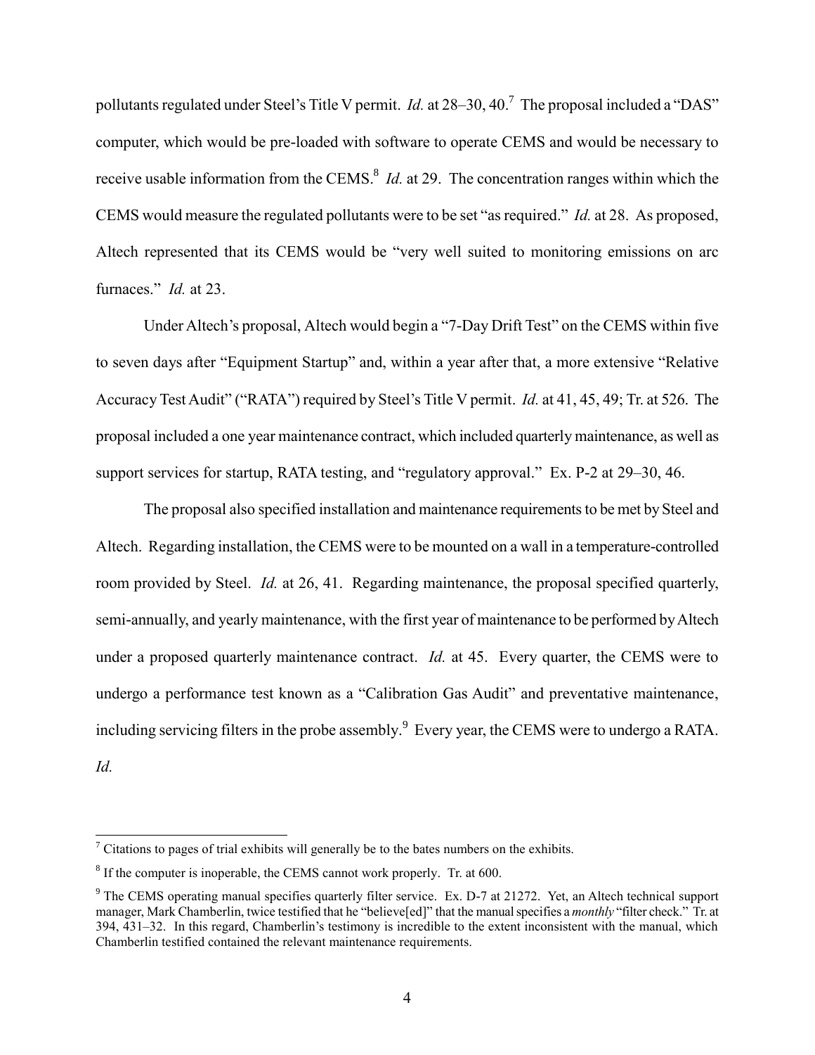pollutants regulated under Steel's Title V permit. *Id.* at 28–30, 40.[7] The proposal included a "DAS" computer, which would be pre-loaded with software to operate CEMS and would be necessary to receive usable information from the CEMS.[8] *Id.* at 29. The concentration ranges within which the CEMS would measure the regulated pollutants were to be set "as required." *Id.* at 28. As proposed, Altech represented that its CEMS would be "very well suited to monitoring emissions on arc furnaces." *Id.* at 23.

Under Altech's proposal, Altech would begin a "7-Day Drift Test" on the CEMS within five to seven days after "Equipment Startup" and, within a year after that, a more extensive "Relative Accuracy Test Audit" ("RATA") required by Steel's Title V permit. *Id.* at 41, 45, 49; Tr. at 526. The proposal included a one year maintenance contract, which included quarterly maintenance, as well as support services for startup, RATA testing, and "regulatory approval." Ex. P-2 at 29–30, 46.

The proposal also specified installation and maintenance requirements to be met by Steel and Altech. Regarding installation, the CEMS were to be mounted on a wall in a temperature-controlled room provided by Steel. *Id.* at 26, 41. Regarding maintenance, the proposal specified quarterly, semi-annually, and yearly maintenance, with the first year of maintenance to be performed by Altech under a proposed quarterly maintenance contract. *Id.* at 45. Every quarter, the CEMS were to undergo a performance test known as a "Calibration Gas Audit" and preventative maintenance, including servicing filters in the probe assembly.[9] Every year, the CEMS were to undergo a RATA. *Id.*

---

[7] Citations to pages of trial exhibits will generally be to the bates numbers on the exhibits.

[8] If the computer is inoperable, the CEMS cannot work properly. Tr. at 600.

[9] The CEMS operating manual specifies quarterly filter service. Ex. D-7 at 21272. Yet, an Altech technical support manager, Mark Chamberlin, twice testified that he "believe[ed]" that the manual specifies a *monthly* "filter check." Tr. at 394, 431–32. In this regard, Chamberlin's testimony is incredible to the extent inconsistent with the manual, which Chamberlin testified contained the relevant maintenance requirements.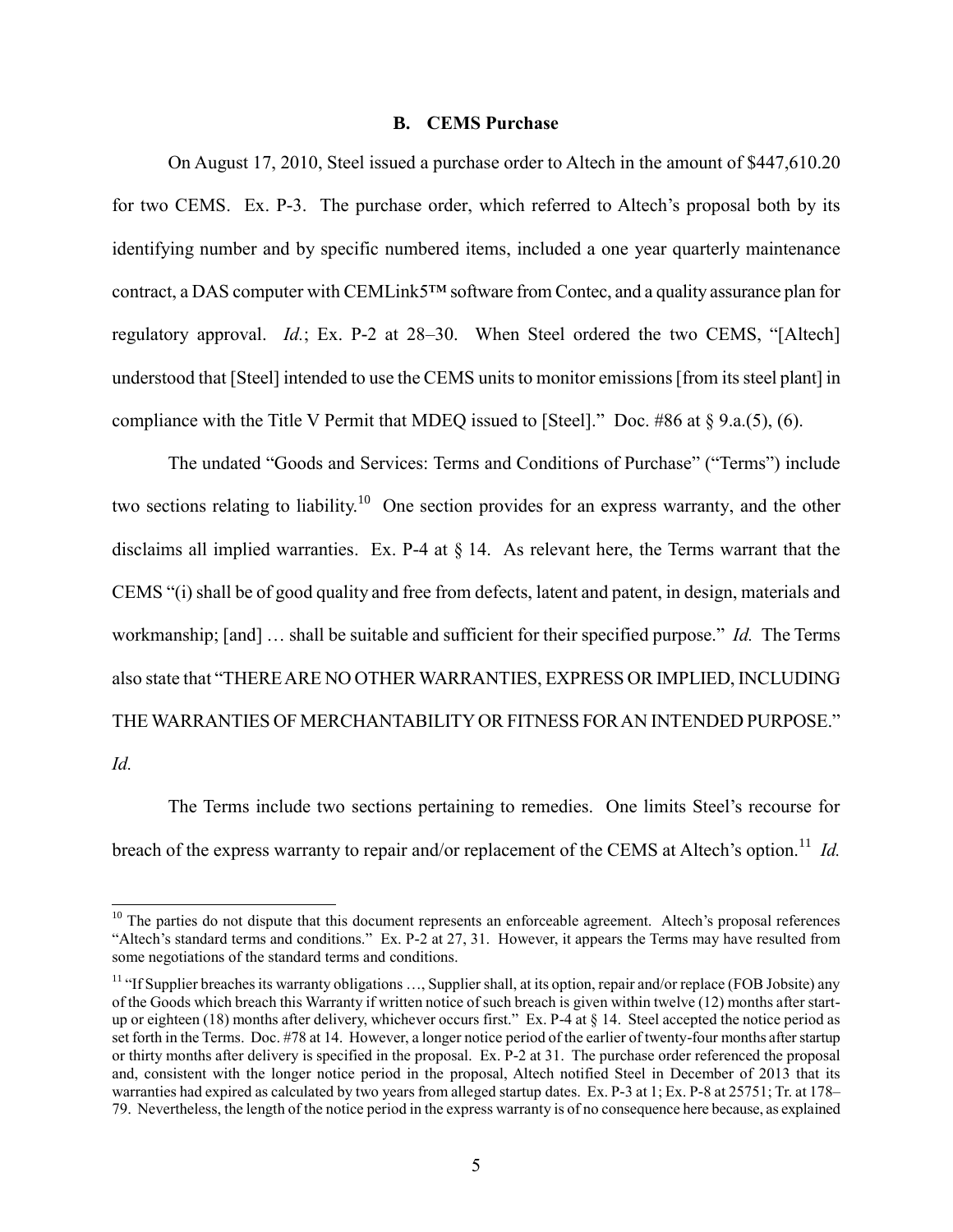### B. CEMS Purchase

On August 17, 2010, Steel issued a purchase order to Altech in the amount of $447,610.20 for two CEMS. Ex. P-3. The purchase order, which referred to Altech's proposal both by its identifying number and by specific numbered items, included a one year quarterly maintenance contract, a DAS computer with CEMLink5™ software from Contec, and a quality assurance plan for regulatory approval. *Id.*; Ex. P-2 at 28–30. When Steel ordered the two CEMS, "[Altech] understood that [Steel] intended to use the CEMS units to monitor emissions [from its steel plant] in compliance with the Title V Permit that MDEQ issued to [Steel]." Doc. #86 at § 9.a.(5), (6).

The undated "Goods and Services: Terms and Conditions of Purchase" ("Terms") include two sections relating to liability.[10] One section provides for an express warranty, and the other disclaims all implied warranties. Ex. P-4 at § 14. As relevant here, the Terms warrant that the CEMS "(i) shall be of good quality and free from defects, latent and patent, in design, materials and workmanship; [and] … shall be suitable and sufficient for their specified purpose." *Id.* The Terms also state that "THERE ARE NO OTHER WARRANTIES, EXPRESS OR IMPLIED, INCLUDING THE WARRANTIES OF MERCHANTABILITY OR FITNESS FOR AN INTENDED PURPOSE." *Id.*

The Terms include two sections pertaining to remedies. One limits Steel's recourse for breach of the express warranty to repair and/or replacement of the CEMS at Altech's option.[11] *Id.*

---

[10] The parties do not dispute that this document represents an enforceable agreement. Altech's proposal references "Altech's standard terms and conditions." Ex. P-2 at 27, 31. However, it appears the Terms may have resulted from some negotiations of the standard terms and conditions.

[11] "If Supplier breaches its warranty obligations …, Supplier shall, at its option, repair and/or replace (FOB Jobsite) any of the Goods which breach this Warranty if written notice of such breach is given within twelve (12) months after start-up or eighteen (18) months after delivery, whichever occurs first." Ex. P-4 at § 14. Steel accepted the notice period as set forth in the Terms. Doc. #78 at 14. However, a longer notice period of the earlier of twenty-four months after startup or thirty months after delivery is specified in the proposal. Ex. P-2 at 31. The purchase order referenced the proposal and, consistent with the longer notice period in the proposal, Altech notified Steel in December of 2013 that its warranties had expired as calculated by two years from alleged startup dates. Ex. P-3 at 1; Ex. P-8 at 25751; Tr. at 178–79. Nevertheless, the length of the notice period in the express warranty is of no consequence here because, as explained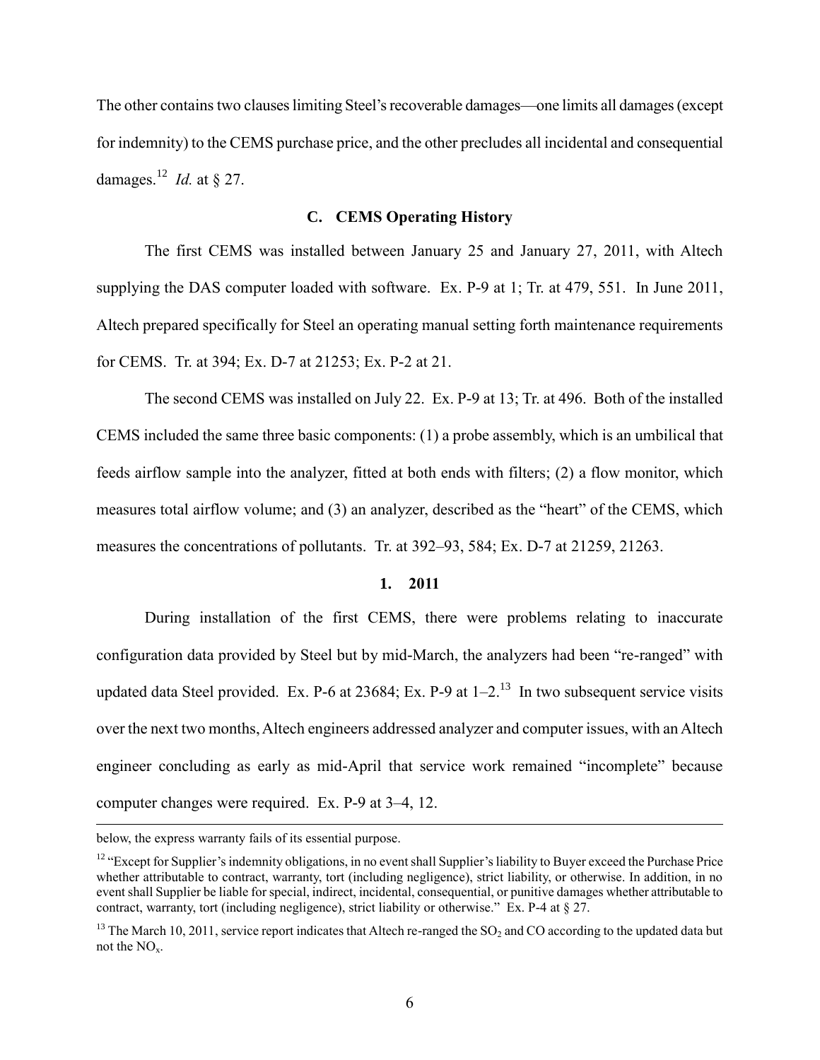The other contains two clauses limiting Steel's recoverable damages—one limits all damages (except for indemnity) to the CEMS purchase price, and the other precludes all incidental and consequential damages.[12] *Id.* at § 27.

### C. CEMS Operating History

The first CEMS was installed between January 25 and January 27, 2011, with Altech supplying the DAS computer loaded with software. Ex. P-9 at 1; Tr. at 479, 551. In June 2011, Altech prepared specifically for Steel an operating manual setting forth maintenance requirements for CEMS. Tr. at 394; Ex. D-7 at 21253; Ex. P-2 at 21.

The second CEMS was installed on July 22. Ex. P-9 at 13; Tr. at 496. Both of the installed CEMS included the same three basic components: (1) a probe assembly, which is an umbilical that feeds airflow sample into the analyzer, fitted at both ends with filters; (2) a flow monitor, which measures total airflow volume; and (3) an analyzer, described as the "heart" of the CEMS, which measures the concentrations of pollutants. Tr. at 392–93, 584; Ex. D-7 at 21259, 21263.

#### 1. 2011

During installation of the first CEMS, there were problems relating to inaccurate configuration data provided by Steel but by mid-March, the analyzers had been "re-ranged" with updated data Steel provided. Ex. P-6 at 23684; Ex. P-9 at 1–2.[13] In two subsequent service visits over the next two months, Altech engineers addressed analyzer and computer issues, with an Altech engineer concluding as early as mid-April that service work remained "incomplete" because computer changes were required. Ex. P-9 at 3–4, 12.

---

below, the express warranty fails of its essential purpose.

[12] "Except for Supplier's indemnity obligations, in no event shall Supplier's liability to Buyer exceed the Purchase Price whether attributable to contract, warranty, tort (including negligence), strict liability, or otherwise. In addition, in no event shall Supplier be liable for special, indirect, incidental, consequential, or punitive damages whether attributable to contract, warranty, tort (including negligence), strict liability or otherwise." Ex. P-4 at § 27.

[13] The March 10, 2011, service report indicates that Altech re-ranged the $SO_2$ and CO according to the updated data but not the $NO_x$.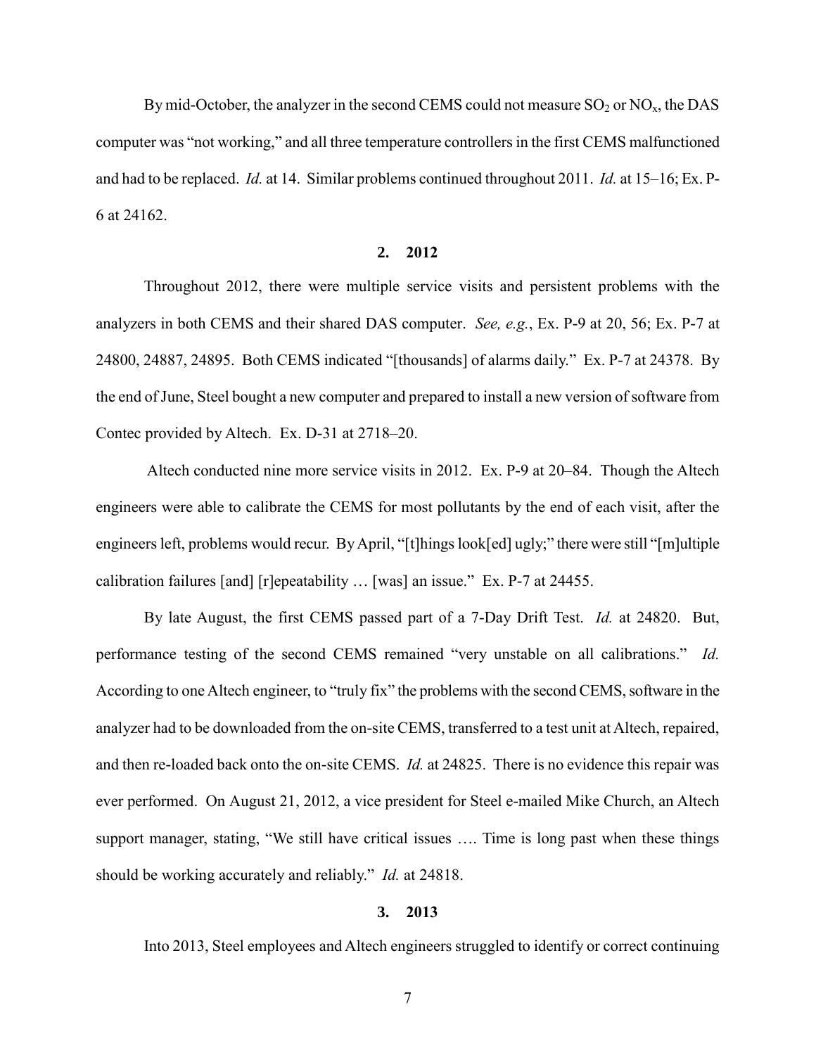By mid-October, the analyzer in the second CEMS could not measure $SO_2$ or $NO_x$, the DAS computer was "not working," and all three temperature controllers in the first CEMS malfunctioned and had to be replaced. *Id.* at 14. Similar problems continued throughout 2011. *Id.* at 15–16; Ex. P-6 at 24162.

### 2. 2012

Throughout 2012, there were multiple service visits and persistent problems with the analyzers in both CEMS and their shared DAS computer. *See, e.g.*, Ex. P-9 at 20, 56; Ex. P-7 at 24800, 24887, 24895. Both CEMS indicated "[thousands] of alarms daily." Ex. P-7 at 24378. By the end of June, Steel bought a new computer and prepared to install a new version of software from Contec provided by Altech. Ex. D-31 at 2718–20.

Altech conducted nine more service visits in 2012. Ex. P-9 at 20–84. Though the Altech engineers were able to calibrate the CEMS for most pollutants by the end of each visit, after the engineers left, problems would recur. By April, "[t]hings look[ed] ugly;" there were still "[m]ultiple calibration failures [and] [r]epeatability … [was] an issue." Ex. P-7 at 24455.

By late August, the first CEMS passed part of a 7-Day Drift Test. *Id.* at 24820. But, performance testing of the second CEMS remained "very unstable on all calibrations." *Id.* According to one Altech engineer, to "truly fix" the problems with the second CEMS, software in the analyzer had to be downloaded from the on-site CEMS, transferred to a test unit at Altech, repaired, and then re-loaded back onto the on-site CEMS. *Id.* at 24825. There is no evidence this repair was ever performed. On August 21, 2012, a vice president for Steel e-mailed Mike Church, an Altech support manager, stating, "We still have critical issues …. Time is long past when these things should be working accurately and reliably." *Id.* at 24818.

### 3. 2013

Into 2013, Steel employees and Altech engineers struggled to identify or correct continuing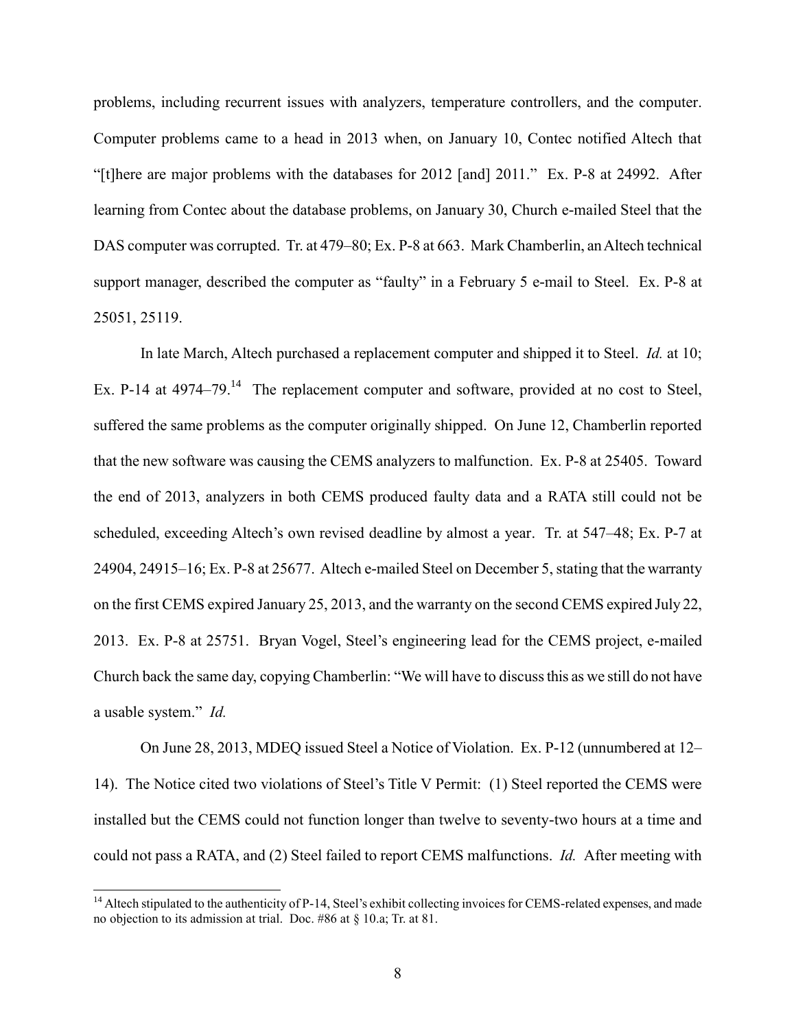problems, including recurrent issues with analyzers, temperature controllers, and the computer. Computer problems came to a head in 2013 when, on January 10, Contec notified Altech that "[t]here are major problems with the databases for 2012 [and] 2011." Ex. P-8 at 24992. After learning from Contec about the database problems, on January 30, Church e-mailed Steel that the DAS computer was corrupted. Tr. at 479–80; Ex. P-8 at 663. Mark Chamberlin, an Altech technical support manager, described the computer as "faulty" in a February 5 e-mail to Steel. Ex. P-8 at 25051, 25119.

In late March, Altech purchased a replacement computer and shipped it to Steel. *Id.* at 10; Ex. P-14 at 4974–79.[14] The replacement computer and software, provided at no cost to Steel, suffered the same problems as the computer originally shipped. On June 12, Chamberlin reported that the new software was causing the CEMS analyzers to malfunction. Ex. P-8 at 25405. Toward the end of 2013, analyzers in both CEMS produced faulty data and a RATA still could not be scheduled, exceeding Altech's own revised deadline by almost a year. Tr. at 547–48; Ex. P-7 at 24904, 24915–16; Ex. P-8 at 25677. Altech e-mailed Steel on December 5, stating that the warranty on the first CEMS expired January 25, 2013, and the warranty on the second CEMS expired July 22, 2013. Ex. P-8 at 25751. Bryan Vogel, Steel's engineering lead for the CEMS project, e-mailed Church back the same day, copying Chamberlin: "We will have to discuss this as we still do not have a usable system." *Id.*

On June 28, 2013, MDEQ issued Steel a Notice of Violation. Ex. P-12 (unnumbered at 12–14). The Notice cited two violations of Steel's Title V Permit: (1) Steel reported the CEMS were installed but the CEMS could not function longer than twelve to seventy-two hours at a time and could not pass a RATA, and (2) Steel failed to report CEMS malfunctions. *Id.* After meeting with

[14] Altech stipulated to the authenticity of P-14, Steel's exhibit collecting invoices for CEMS-related expenses, and made no objection to its admission at trial. Doc. #86 at § 10.a; Tr. at 81.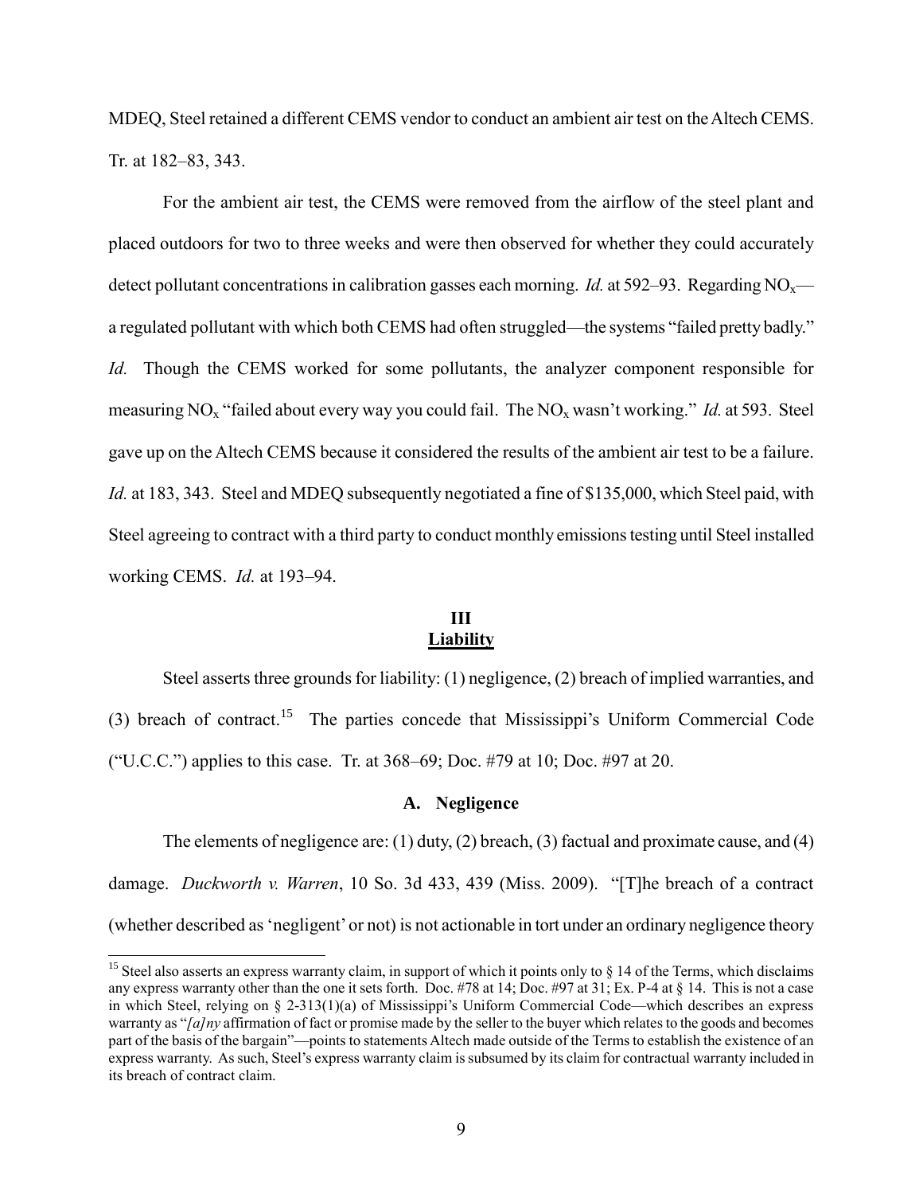MDEQ, Steel retained a different CEMS vendor to conduct an ambient air test on the Altech CEMS. Tr. at 182–83, 343.

For the ambient air test, the CEMS were removed from the airflow of the steel plant and placed outdoors for two to three weeks and were then observed for whether they could accurately detect pollutant concentrations in calibration gasses each morning. *Id.* at 592–93. Regarding $NO_x$—a regulated pollutant with which both CEMS had often struggled—the systems "failed pretty badly." *Id.* Though the CEMS worked for some pollutants, the analyzer component responsible for measuring $NO_x$ "failed about every way you could fail. The $NO_x$ wasn't working." *Id.* at 593. Steel gave up on the Altech CEMS because it considered the results of the ambient air test to be a failure. *Id.* at 183, 343. Steel and MDEQ subsequently negotiated a fine of $135,000, which Steel paid, with Steel agreeing to contract with a third party to conduct monthly emissions testing until Steel installed working CEMS. *Id.* at 193–94.

## III
## Liability

Steel asserts three grounds for liability: (1) negligence, (2) breach of implied warranties, and (3) breach of contract.[15] The parties concede that Mississippi's Uniform Commercial Code ("U.C.C.") applies to this case. Tr. at 368–69; Doc. #79 at 10; Doc. #97 at 20.

### A. Negligence

The elements of negligence are: (1) duty, (2) breach, (3) factual and proximate cause, and (4) damage. *Duckworth v. Warren*, 10 So. 3d 433, 439 (Miss. 2009). "[T]he breach of a contract (whether described as 'negligent' or not) is not actionable in tort under an ordinary negligence theory

---

[15] Steel also asserts an express warranty claim, in support of which it points only to § 14 of the Terms, which disclaims any express warranty other than the one it sets forth. Doc. #78 at 14; Doc. #97 at 31; Ex. P-4 at § 14. This is not a case in which Steel, relying on § 2-313(1)(a) of Mississippi's Uniform Commercial Code—which describes an express warranty as "*[a]ny* affirmation of fact or promise made by the seller to the buyer which relates to the goods and becomes part of the basis of the bargain"—points to statements Altech made outside of the Terms to establish the existence of an express warranty. As such, Steel's express warranty claim is subsumed by its claim for contractual warranty included in its breach of contract claim.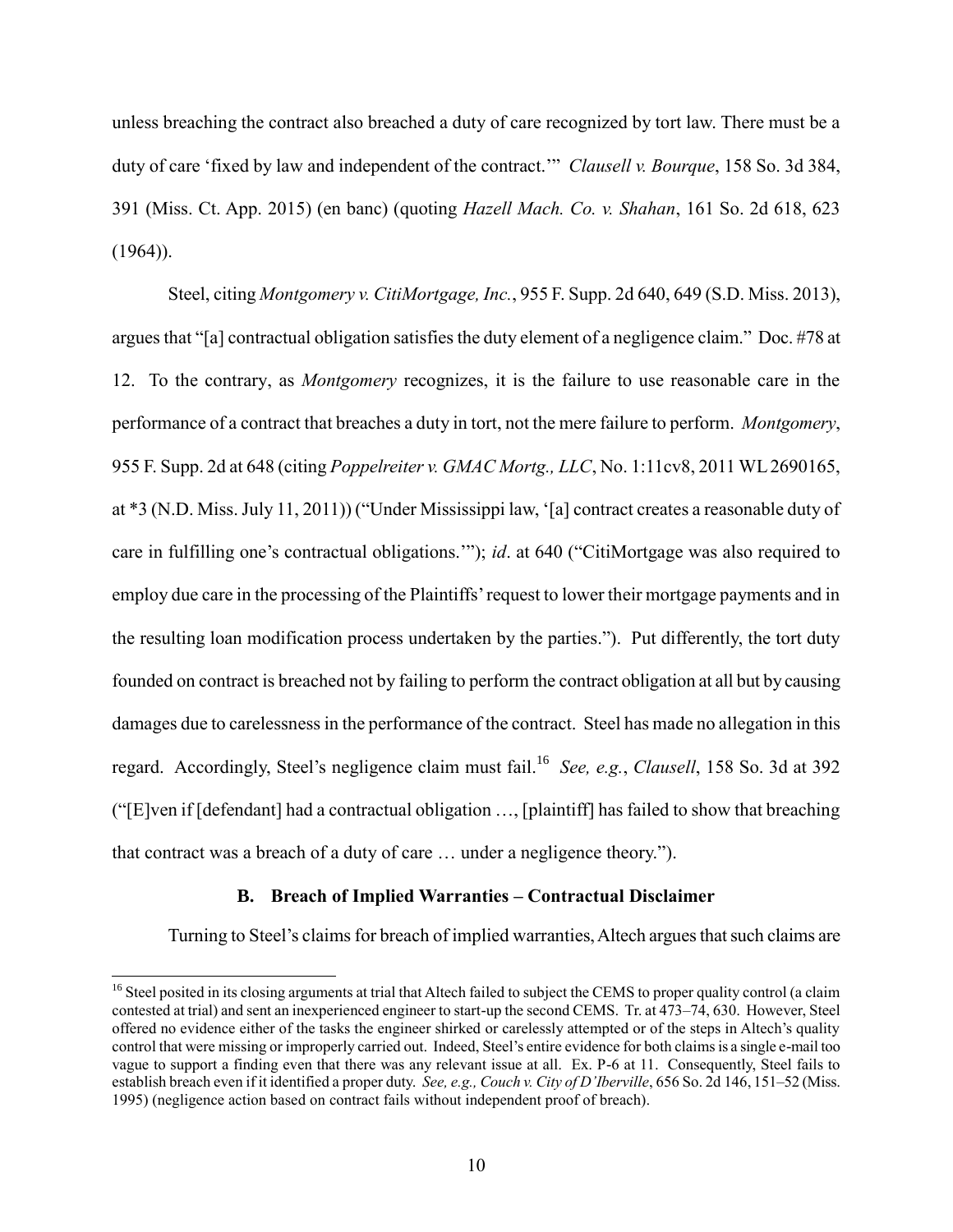unless breaching the contract also breached a duty of care recognized by tort law. There must be a duty of care 'fixed by law and independent of the contract.'" *Clausell v. Bourque*, 158 So. 3d 384, 391 (Miss. Ct. App. 2015) (en banc) (quoting *Hazell Mach. Co. v. Shahan*, 161 So. 2d 618, 623 (1964)).

Steel, citing *Montgomery v. CitiMortgage, Inc.*, 955 F. Supp. 2d 640, 649 (S.D. Miss. 2013), argues that "[a] contractual obligation satisfies the duty element of a negligence claim." Doc. #78 at 12. To the contrary, as *Montgomery* recognizes, it is the failure to use reasonable care in the performance of a contract that breaches a duty in tort, not the mere failure to perform. *Montgomery*, 955 F. Supp. 2d at 648 (citing *Poppelreiter v. GMAC Mortg., LLC*, No. 1:11cv8, 2011 WL 2690165, at *3 (N.D. Miss. July 11, 2011)) ("Under Mississippi law, '[a] contract creates a reasonable duty of care in fulfilling one's contractual obligations.'"); *id*. at 640 ("CitiMortgage was also required to employ due care in the processing of the Plaintiffs' request to lower their mortgage payments and in the resulting loan modification process undertaken by the parties."). Put differently, the tort duty founded on contract is breached not by failing to perform the contract obligation at all but by causing damages due to carelessness in the performance of the contract. Steel has made no allegation in this regard. Accordingly, Steel's negligence claim must fail.[16] *See, e.g.*, *Clausell*, 158 So. 3d at 392 ("[E]ven if [defendant] had a contractual obligation …, [plaintiff] has failed to show that breaching that contract was a breach of a duty of care … under a negligence theory.").

### B. Breach of Implied Warranties – Contractual Disclaimer

Turning to Steel's claims for breach of implied warranties, Altech argues that such claims are

[16] Steel posited in its closing arguments at trial that Altech failed to subject the CEMS to proper quality control (a claim contested at trial) and sent an inexperienced engineer to start-up the second CEMS. Tr. at 473–74, 630. However, Steel offered no evidence either of the tasks the engineer shirked or carelessly attempted or of the steps in Altech's quality control that were missing or improperly carried out. Indeed, Steel's entire evidence for both claims is a single e-mail too vague to support a finding even that there was any relevant issue at all. Ex. P-6 at 11. Consequently, Steel fails to establish breach even if it identified a proper duty. *See, e.g., Couch v. City of D'Iberville*, 656 So. 2d 146, 151–52 (Miss. 1995) (negligence action based on contract fails without independent proof of breach).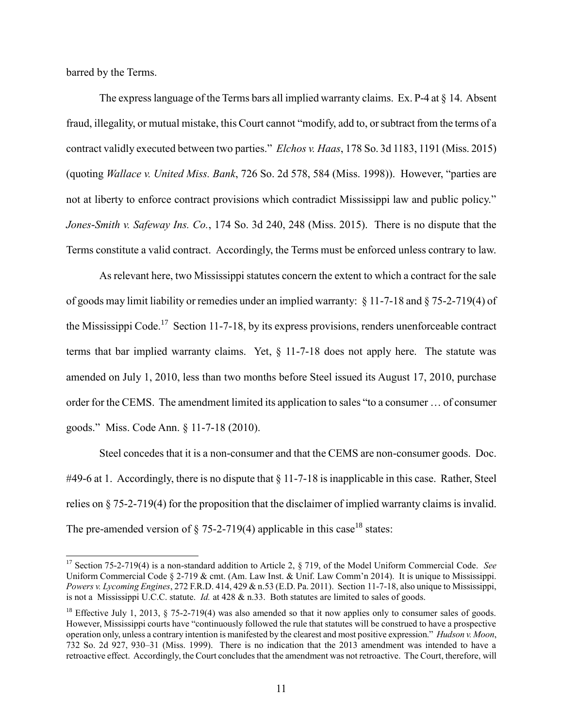barred by the Terms.

The express language of the Terms bars all implied warranty claims. Ex. P-4 at § 14. Absent fraud, illegality, or mutual mistake, this Court cannot "modify, add to, or subtract from the terms of a contract validly executed between two parties." *Elchos v. Haas*, 178 So. 3d 1183, 1191 (Miss. 2015) (quoting *Wallace v. United Miss. Bank*, 726 So. 2d 578, 584 (Miss. 1998)). However, "parties are not at liberty to enforce contract provisions which contradict Mississippi law and public policy." *Jones-Smith v. Safeway Ins. Co.*, 174 So. 3d 240, 248 (Miss. 2015). There is no dispute that the Terms constitute a valid contract. Accordingly, the Terms must be enforced unless contrary to law.

As relevant here, two Mississippi statutes concern the extent to which a contract for the sale of goods may limit liability or remedies under an implied warranty: § 11-7-18 and § 75-2-719(4) of the Mississippi Code.[17] Section 11-7-18, by its express provisions, renders unenforceable contract terms that bar implied warranty claims. Yet, § 11-7-18 does not apply here. The statute was amended on July 1, 2010, less than two months before Steel issued its August 17, 2010, purchase order for the CEMS. The amendment limited its application to sales "to a consumer … of consumer goods." Miss. Code Ann. § 11-7-18 (2010).

Steel concedes that it is a non-consumer and that the CEMS are non-consumer goods. Doc. #49-6 at 1. Accordingly, there is no dispute that § 11-7-18 is inapplicable in this case. Rather, Steel relies on § 75-2-719(4) for the proposition that the disclaimer of implied warranty claims is invalid. The pre-amended version of § 75-2-719(4) applicable in this case[18] states:

---

[17] Section 75-2-719(4) is a non-standard addition to Article 2, § 719, of the Model Uniform Commercial Code. *See* Uniform Commercial Code § 2-719 & cmt. (Am. Law Inst. & Unif. Law Comm'n 2014). It is unique to Mississippi. *Powers v. Lycoming Engines*, 272 F.R.D. 414, 429 & n.53 (E.D. Pa. 2011). Section 11-7-18, also unique to Mississippi, is not a Mississippi U.C.C. statute. *Id.* at 428 & n.33. Both statutes are limited to sales of goods.

[18] Effective July 1, 2013, § 75-2-719(4) was also amended so that it now applies only to consumer sales of goods. However, Mississippi courts have "continuously followed the rule that statutes will be construed to have a prospective operation only, unless a contrary intention is manifested by the clearest and most positive expression." *Hudson v. Moon*, 732 So. 2d 927, 930–31 (Miss. 1999). There is no indication that the 2013 amendment was intended to have a retroactive effect. Accordingly, the Court concludes that the amendment was not retroactive. The Court, therefore, will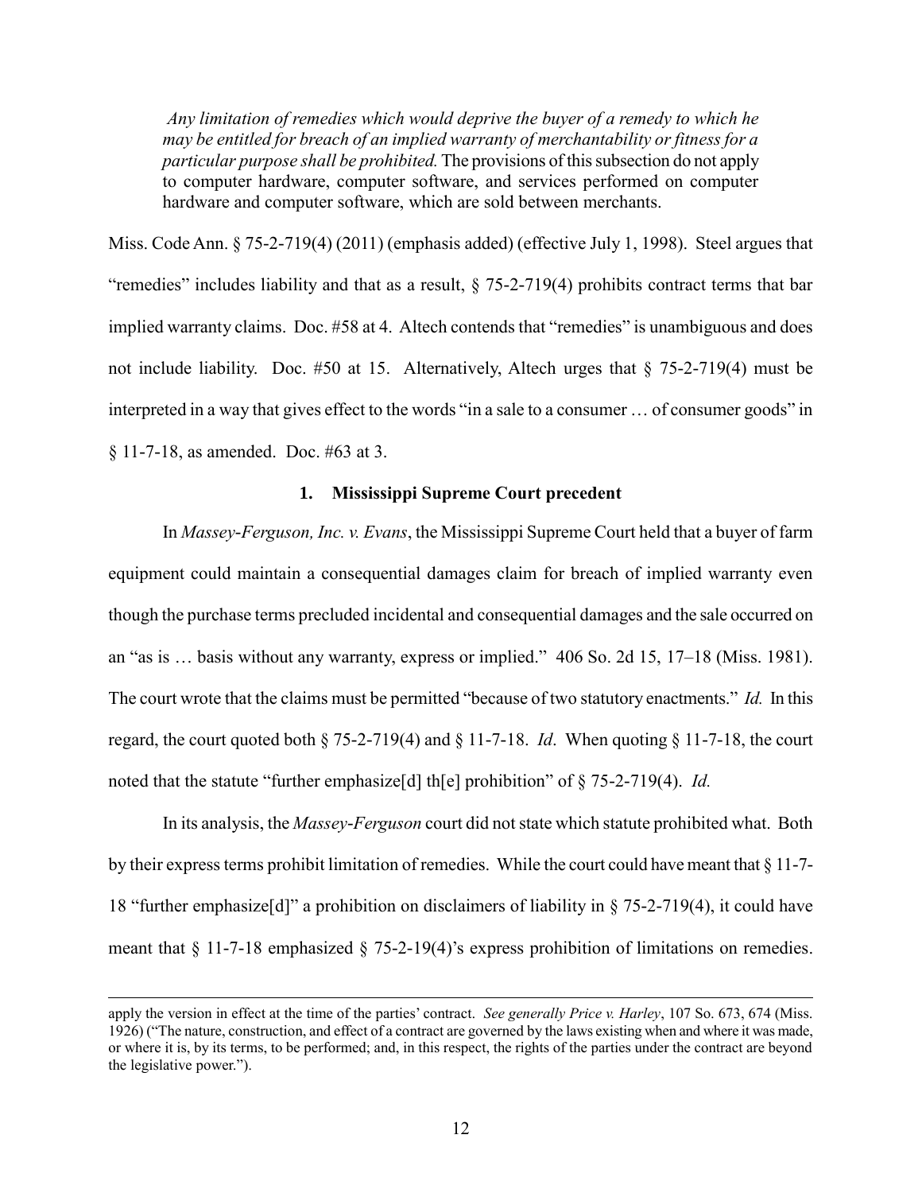> *Any limitation of remedies which would deprive the buyer of a remedy to which he may be entitled for breach of an implied warranty of merchantability or fitness for a particular purpose shall be prohibited.* The provisions of this subsection do not apply to computer hardware, computer software, and services performed on computer hardware and computer software, which are sold between merchants.

Miss. Code Ann. § 75-2-719(4) (2011) (emphasis added) (effective July 1, 1998). Steel argues that "remedies" includes liability and that as a result, § 75-2-719(4) prohibits contract terms that bar implied warranty claims. Doc. #58 at 4. Altech contends that "remedies" is unambiguous and does not include liability. Doc. #50 at 15. Alternatively, Altech urges that § 75-2-719(4) must be interpreted in a way that gives effect to the words "in a sale to a consumer … of consumer goods" in § 11-7-18, as amended. Doc. #63 at 3.

### 1. Mississippi Supreme Court precedent

In *Massey-Ferguson, Inc. v. Evans*, the Mississippi Supreme Court held that a buyer of farm equipment could maintain a consequential damages claim for breach of implied warranty even though the purchase terms precluded incidental and consequential damages and the sale occurred on an "as is … basis without any warranty, express or implied." 406 So. 2d 15, 17–18 (Miss. 1981). The court wrote that the claims must be permitted "because of two statutory enactments." *Id.* In this regard, the court quoted both § 75-2-719(4) and § 11-7-18. *Id*. When quoting § 11-7-18, the court noted that the statute "further emphasize[d] th[e] prohibition" of § 75-2-719(4). *Id.*

In its analysis, the *Massey-Ferguson* court did not state which statute prohibited what. Both by their express terms prohibit limitation of remedies. While the court could have meant that § 11-7-18 "further emphasize[d]" a prohibition on disclaimers of liability in § 75-2-719(4), it could have meant that § 11-7-18 emphasized § 75-2-19(4)'s express prohibition of limitations on remedies.

---

apply the version in effect at the time of the parties' contract. *See generally Price v. Harley*, 107 So. 673, 674 (Miss. 1926) ("The nature, construction, and effect of a contract are governed by the laws existing when and where it was made, or where it is, by its terms, to be performed; and, in this respect, the rights of the parties under the contract are beyond the legislative power.").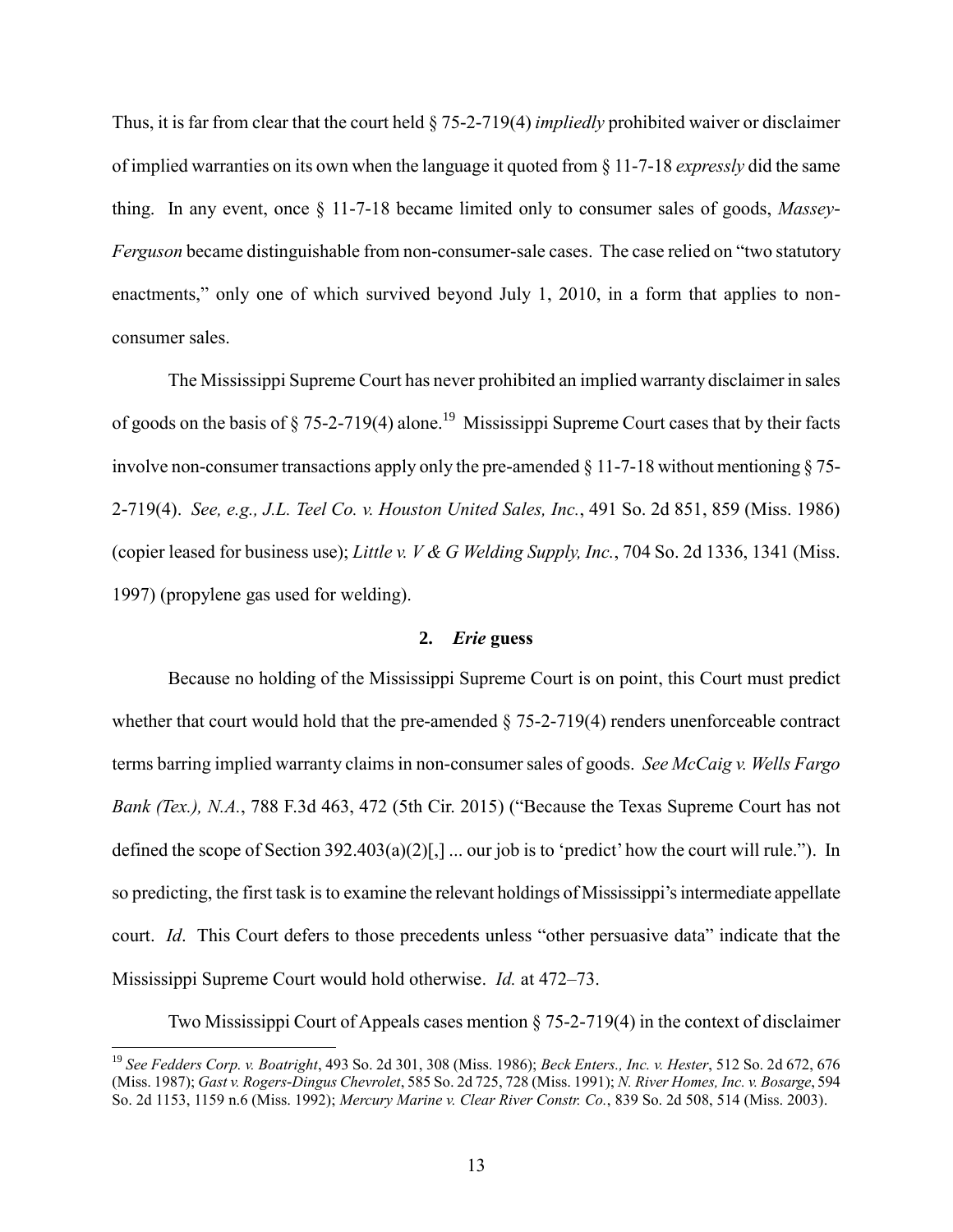Thus, it is far from clear that the court held § 75-2-719(4) *impliedly* prohibited waiver or disclaimer of implied warranties on its own when the language it quoted from § 11-7-18 *expressly* did the same thing. In any event, once § 11-7-18 became limited only to consumer sales of goods, *Massey-Ferguson* became distinguishable from non-consumer-sale cases. The case relied on "two statutory enactments," only one of which survived beyond July 1, 2010, in a form that applies to non-consumer sales.

The Mississippi Supreme Court has never prohibited an implied warranty disclaimer in sales of goods on the basis of § 75-2-719(4) alone.[19] Mississippi Supreme Court cases that by their facts involve non-consumer transactions apply only the pre-amended § 11-7-18 without mentioning § 75-2-719(4). *See, e.g., J.L. Teel Co. v. Houston United Sales, Inc.*, 491 So. 2d 851, 859 (Miss. 1986) (copier leased for business use); *Little v. V & G Welding Supply, Inc.*, 704 So. 2d 1336, 1341 (Miss. 1997) (propylene gas used for welding).

### 2. *Erie* guess

Because no holding of the Mississippi Supreme Court is on point, this Court must predict whether that court would hold that the pre-amended § 75-2-719(4) renders unenforceable contract terms barring implied warranty claims in non-consumer sales of goods. *See McCaig v. Wells Fargo Bank (Tex.), N.A.*, 788 F.3d 463, 472 (5th Cir. 2015) ("Because the Texas Supreme Court has not defined the scope of Section 392.403(a)(2)[,] ... our job is to 'predict' how the court will rule."). In so predicting, the first task is to examine the relevant holdings of Mississippi's intermediate appellate court. *Id*. This Court defers to those precedents unless "other persuasive data" indicate that the Mississippi Supreme Court would hold otherwise. *Id.* at 472–73.

Two Mississippi Court of Appeals cases mention § 75-2-719(4) in the context of disclaimer

---

[19] *See Fedders Corp. v. Boatright*, 493 So. 2d 301, 308 (Miss. 1986); *Beck Enters., Inc. v. Hester*, 512 So. 2d 672, 676 (Miss. 1987); *Gast v. Rogers-Dingus Chevrolet*, 585 So. 2d 725, 728 (Miss. 1991); *N. River Homes, Inc. v. Bosarge*, 594 So. 2d 1153, 1159 n.6 (Miss. 1992); *Mercury Marine v. Clear River Constr. Co.*, 839 So. 2d 508, 514 (Miss. 2003).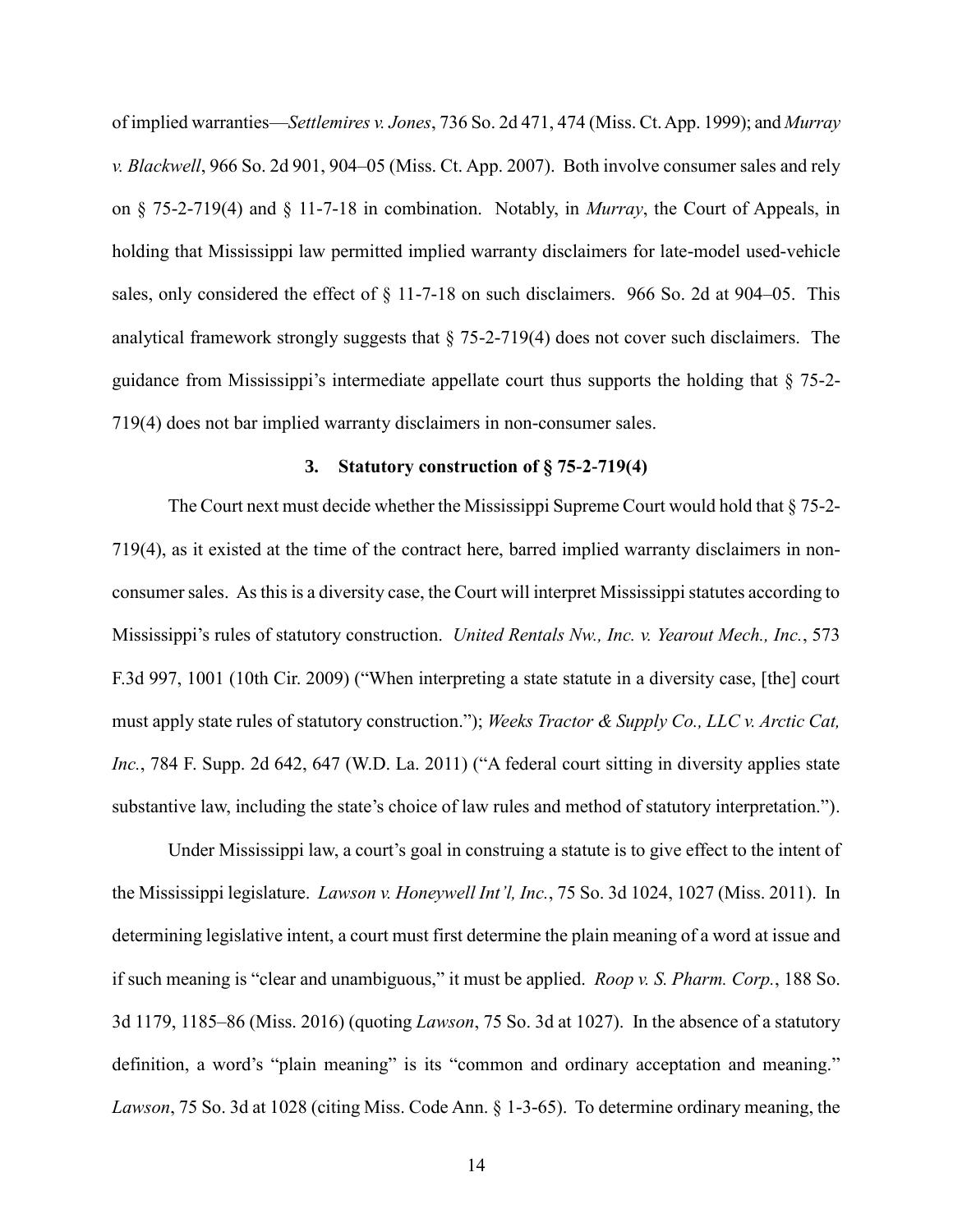of implied warranties—*Settlemires v. Jones*, 736 So. 2d 471, 474 (Miss. Ct. App. 1999); and *Murray v. Blackwell*, 966 So. 2d 901, 904–05 (Miss. Ct. App. 2007). Both involve consumer sales and rely on § 75-2-719(4) and § 11-7-18 in combination. Notably, in *Murray*, the Court of Appeals, in holding that Mississippi law permitted implied warranty disclaimers for late-model used-vehicle sales, only considered the effect of § 11-7-18 on such disclaimers. 966 So. 2d at 904–05. This analytical framework strongly suggests that § 75-2-719(4) does not cover such disclaimers. The guidance from Mississippi's intermediate appellate court thus supports the holding that § 75-2-719(4) does not bar implied warranty disclaimers in non-consumer sales.

### 3. Statutory construction of § 75-2-719(4)

The Court next must decide whether the Mississippi Supreme Court would hold that § 75-2-719(4), as it existed at the time of the contract here, barred implied warranty disclaimers in non-consumer sales. As this is a diversity case, the Court will interpret Mississippi statutes according to Mississippi's rules of statutory construction. *United Rentals Nw., Inc. v. Yearout Mech., Inc.*, 573 F.3d 997, 1001 (10th Cir. 2009) ("When interpreting a state statute in a diversity case, [the] court must apply state rules of statutory construction."); *Weeks Tractor & Supply Co., LLC v. Arctic Cat, Inc.*, 784 F. Supp. 2d 642, 647 (W.D. La. 2011) ("A federal court sitting in diversity applies state substantive law, including the state's choice of law rules and method of statutory interpretation.").

Under Mississippi law, a court's goal in construing a statute is to give effect to the intent of the Mississippi legislature. *Lawson v. Honeywell Int'l, Inc.*, 75 So. 3d 1024, 1027 (Miss. 2011). In determining legislative intent, a court must first determine the plain meaning of a word at issue and if such meaning is "clear and unambiguous," it must be applied. *Roop v. S. Pharm. Corp.*, 188 So. 3d 1179, 1185–86 (Miss. 2016) (quoting *Lawson*, 75 So. 3d at 1027). In the absence of a statutory definition, a word's "plain meaning" is its "common and ordinary acceptation and meaning." *Lawson*, 75 So. 3d at 1028 (citing Miss. Code Ann. § 1-3-65). To determine ordinary meaning, the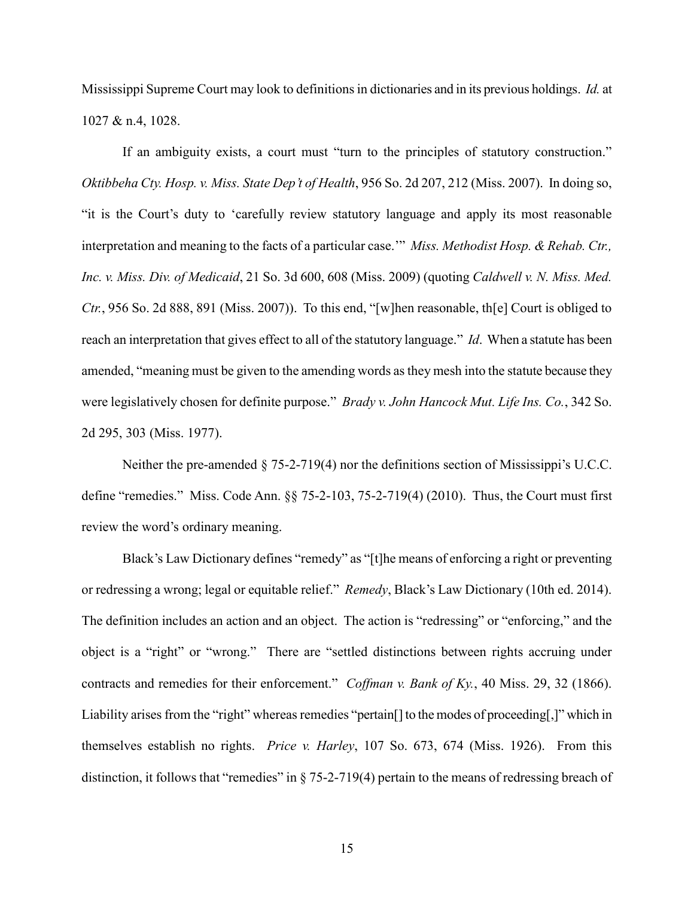Mississippi Supreme Court may look to definitions in dictionaries and in its previous holdings. *Id.* at 1027 & n.4, 1028.

If an ambiguity exists, a court must "turn to the principles of statutory construction." *Oktibbeha Cty. Hosp. v. Miss. State Dep't of Health*, 956 So. 2d 207, 212 (Miss. 2007). In doing so, "it is the Court's duty to 'carefully review statutory language and apply its most reasonable interpretation and meaning to the facts of a particular case.'" *Miss. Methodist Hosp. & Rehab. Ctr., Inc. v. Miss. Div. of Medicaid*, 21 So. 3d 600, 608 (Miss. 2009) (quoting *Caldwell v. N. Miss. Med. Ctr.*, 956 So. 2d 888, 891 (Miss. 2007)). To this end, "[w]hen reasonable, th[e] Court is obliged to reach an interpretation that gives effect to all of the statutory language." *Id*. When a statute has been amended, "meaning must be given to the amending words as they mesh into the statute because they were legislatively chosen for definite purpose." *Brady v. John Hancock Mut. Life Ins. Co.*, 342 So. 2d 295, 303 (Miss. 1977).

Neither the pre-amended § 75-2-719(4) nor the definitions section of Mississippi's U.C.C. define "remedies." Miss. Code Ann. §§ 75-2-103, 75-2-719(4) (2010). Thus, the Court must first review the word's ordinary meaning.

Black's Law Dictionary defines "remedy" as "[t]he means of enforcing a right or preventing or redressing a wrong; legal or equitable relief." *Remedy*, Black's Law Dictionary (10th ed. 2014). The definition includes an action and an object. The action is "redressing" or "enforcing," and the object is a "right" or "wrong." There are "settled distinctions between rights accruing under contracts and remedies for their enforcement." *Coffman v. Bank of Ky.*, 40 Miss. 29, 32 (1866). Liability arises from the "right" whereas remedies "pertain[] to the modes of proceeding[,]" which in themselves establish no rights. *Price v. Harley*, 107 So. 673, 674 (Miss. 1926). From this distinction, it follows that "remedies" in § 75-2-719(4) pertain to the means of redressing breach of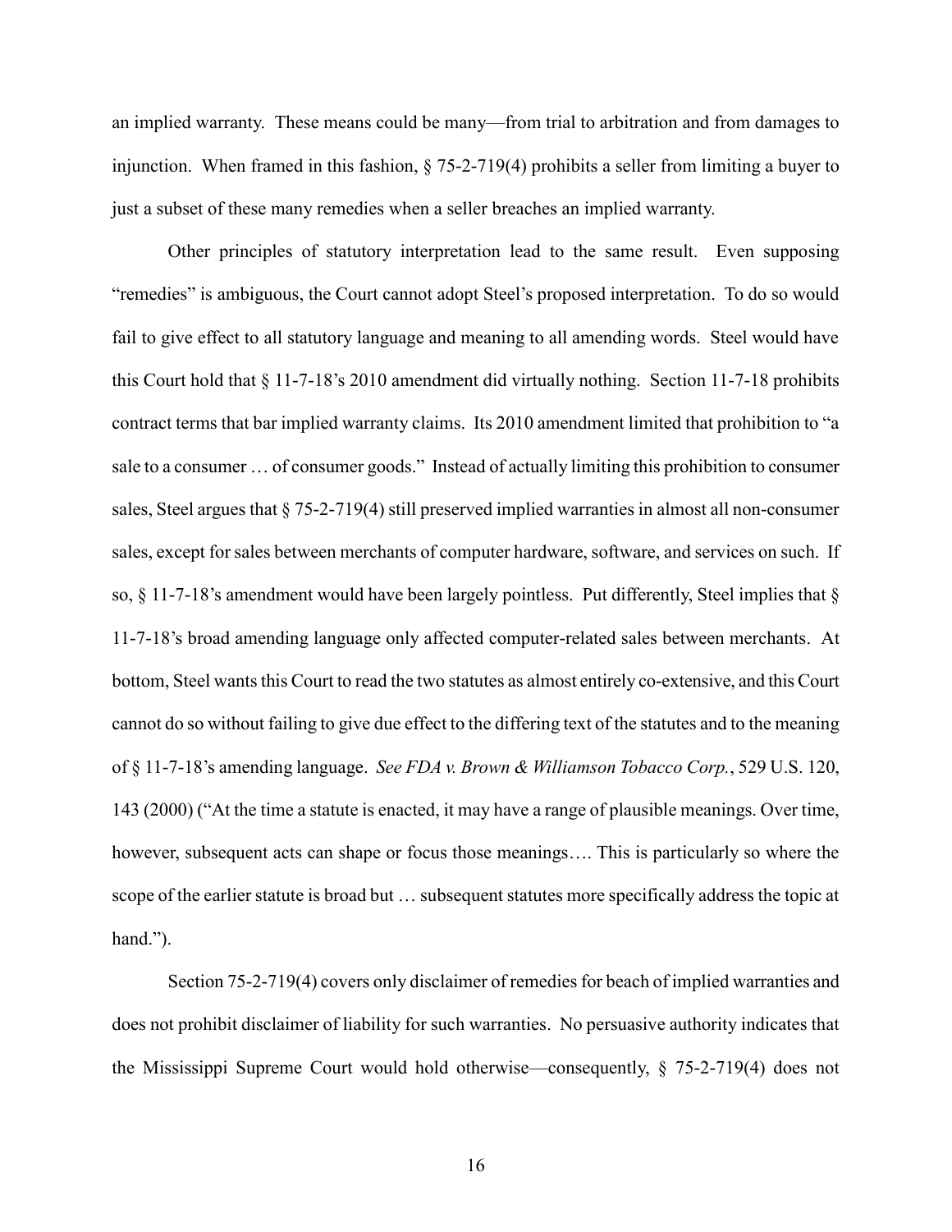an implied warranty. These means could be many—from trial to arbitration and from damages to injunction. When framed in this fashion, § 75-2-719(4) prohibits a seller from limiting a buyer to just a subset of these many remedies when a seller breaches an implied warranty.

Other principles of statutory interpretation lead to the same result. Even supposing "remedies" is ambiguous, the Court cannot adopt Steel's proposed interpretation. To do so would fail to give effect to all statutory language and meaning to all amending words. Steel would have this Court hold that § 11-7-18's 2010 amendment did virtually nothing. Section 11-7-18 prohibits contract terms that bar implied warranty claims. Its 2010 amendment limited that prohibition to "a sale to a consumer … of consumer goods." Instead of actually limiting this prohibition to consumer sales, Steel argues that § 75-2-719(4) still preserved implied warranties in almost all non-consumer sales, except for sales between merchants of computer hardware, software, and services on such. If so, § 11-7-18's amendment would have been largely pointless. Put differently, Steel implies that § 11-7-18's broad amending language only affected computer-related sales between merchants. At bottom, Steel wants this Court to read the two statutes as almost entirely co-extensive, and this Court cannot do so without failing to give due effect to the differing text of the statutes and to the meaning of § 11-7-18's amending language. *See FDA v. Brown & Williamson Tobacco Corp.*, 529 U.S. 120, 143 (2000) ("At the time a statute is enacted, it may have a range of plausible meanings. Over time, however, subsequent acts can shape or focus those meanings…. This is particularly so where the scope of the earlier statute is broad but … subsequent statutes more specifically address the topic at hand.").

Section 75-2-719(4) covers only disclaimer of remedies for beach of implied warranties and does not prohibit disclaimer of liability for such warranties. No persuasive authority indicates that the Mississippi Supreme Court would hold otherwise—consequently, § 75-2-719(4) does not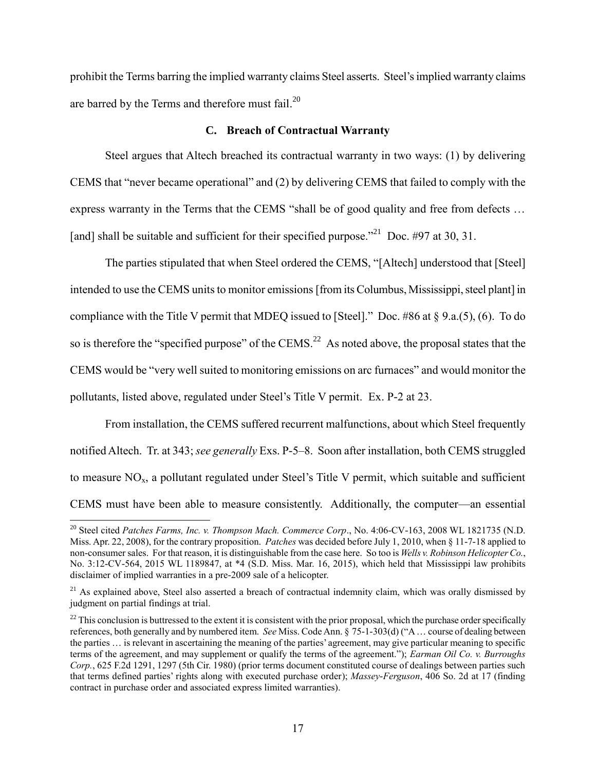prohibit the Terms barring the implied warranty claims Steel asserts. Steel's implied warranty claims are barred by the Terms and therefore must fail.[20]

### C. Breach of Contractual Warranty

Steel argues that Altech breached its contractual warranty in two ways: (1) by delivering CEMS that "never became operational" and (2) by delivering CEMS that failed to comply with the express warranty in the Terms that the CEMS "shall be of good quality and free from defects … [and] shall be suitable and sufficient for their specified purpose."[21] Doc. #97 at 30, 31.

The parties stipulated that when Steel ordered the CEMS, "[Altech] understood that [Steel] intended to use the CEMS units to monitor emissions [from its Columbus, Mississippi, steel plant] in compliance with the Title V permit that MDEQ issued to [Steel]." Doc. #86 at § 9.a.(5), (6). To do so is therefore the "specified purpose" of the CEMS.[22] As noted above, the proposal states that the CEMS would be "very well suited to monitoring emissions on arc furnaces" and would monitor the pollutants, listed above, regulated under Steel's Title V permit. Ex. P-2 at 23.

From installation, the CEMS suffered recurrent malfunctions, about which Steel frequently notified Altech. Tr. at 343; *see generally* Exs. P-5–8. Soon after installation, both CEMS struggled to measure $NO_x$, a pollutant regulated under Steel's Title V permit, which suitable and sufficient CEMS must have been able to measure consistently. Additionally, the computer—an essential

---

[20] Steel cited *Patches Farms, Inc. v. Thompson Mach. Commerce Corp*., No. 4:06-CV-163, 2008 WL 1821735 (N.D. Miss. Apr. 22, 2008), for the contrary proposition. *Patches* was decided before July 1, 2010, when § 11-7-18 applied to non-consumer sales. For that reason, it is distinguishable from the case here. So too is *Wells v. Robinson Helicopter Co.*, No. 3:12-CV-564, 2015 WL 1189847, at *4 (S.D. Miss. Mar. 16, 2015), which held that Mississippi law prohibits disclaimer of implied warranties in a pre-2009 sale of a helicopter.

[21] As explained above, Steel also asserted a breach of contractual indemnity claim, which was orally dismissed by judgment on partial findings at trial.

[22] This conclusion is buttressed to the extent it is consistent with the prior proposal, which the purchase order specifically references, both generally and by numbered item. *See* Miss. Code Ann. § 75-1-303(d) ("A … course of dealing between the parties … is relevant in ascertaining the meaning of the parties' agreement, may give particular meaning to specific terms of the agreement, and may supplement or qualify the terms of the agreement."); *Earman Oil Co. v. Burroughs Corp.*, 625 F.2d 1291, 1297 (5th Cir. 1980) (prior terms document constituted course of dealings between parties such that terms defined parties' rights along with executed purchase order); *Massey-Ferguson*, 406 So. 2d at 17 (finding contract in purchase order and associated express limited warranties).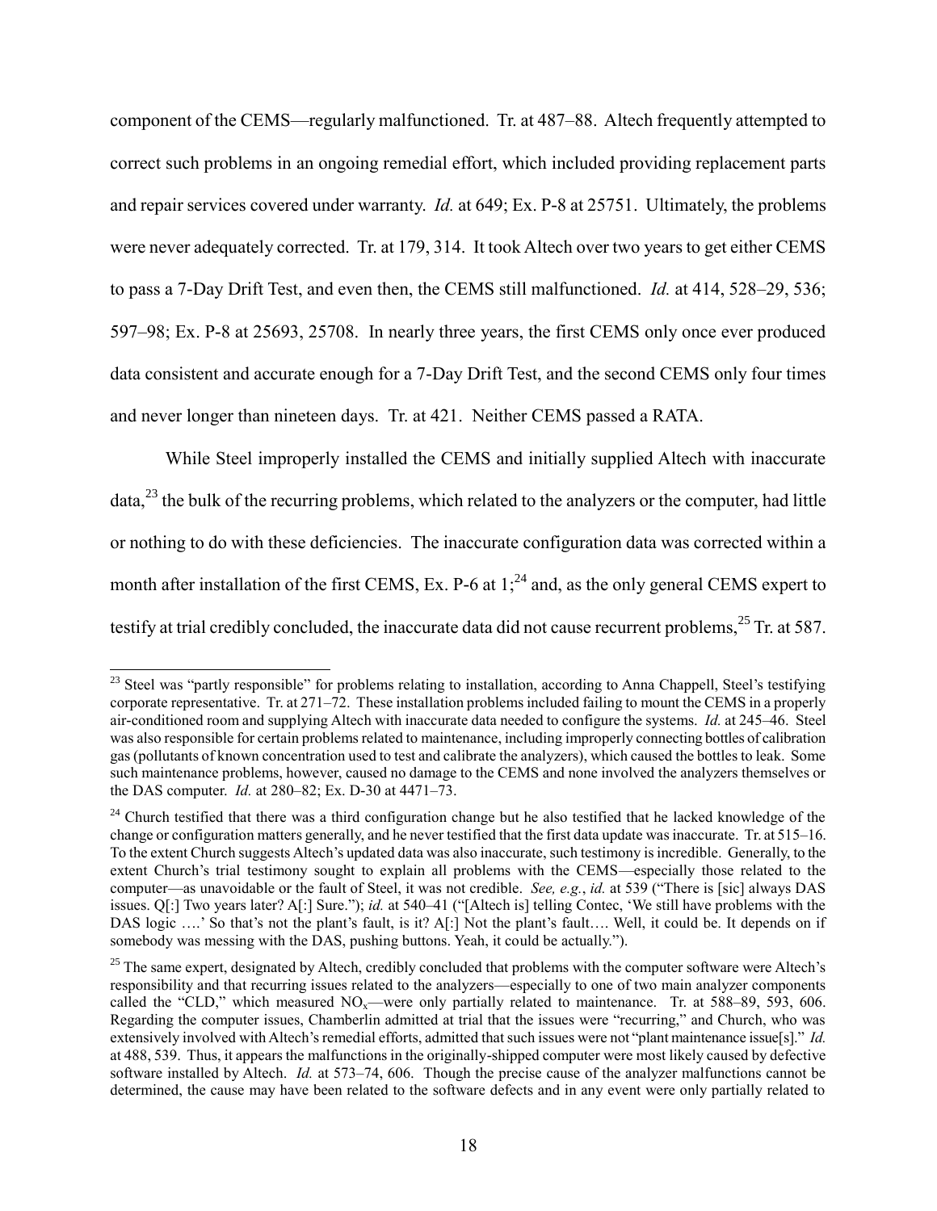component of the CEMS—regularly malfunctioned. Tr. at 487–88. Altech frequently attempted to correct such problems in an ongoing remedial effort, which included providing replacement parts and repair services covered under warranty. *Id.* at 649; Ex. P-8 at 25751. Ultimately, the problems were never adequately corrected. Tr. at 179, 314. It took Altech over two years to get either CEMS to pass a 7-Day Drift Test, and even then, the CEMS still malfunctioned. *Id.* at 414, 528–29, 536; 597–98; Ex. P-8 at 25693, 25708. In nearly three years, the first CEMS only once ever produced data consistent and accurate enough for a 7-Day Drift Test, and the second CEMS only four times and never longer than nineteen days. Tr. at 421. Neither CEMS passed a RATA.

While Steel improperly installed the CEMS and initially supplied Altech with inaccurate data,[23] the bulk of the recurring problems, which related to the analyzers or the computer, had little or nothing to do with these deficiencies. The inaccurate configuration data was corrected within a month after installation of the first CEMS, Ex. P-6 at 1;[24] and, as the only general CEMS expert to testify at trial credibly concluded, the inaccurate data did not cause recurrent problems,[25] Tr. at 587.

---

[23] Steel was "partly responsible" for problems relating to installation, according to Anna Chappell, Steel's testifying corporate representative. Tr. at 271–72. These installation problems included failing to mount the CEMS in a properly air-conditioned room and supplying Altech with inaccurate data needed to configure the systems. *Id.* at 245–46. Steel was also responsible for certain problems related to maintenance, including improperly connecting bottles of calibration gas (pollutants of known concentration used to test and calibrate the analyzers), which caused the bottles to leak. Some such maintenance problems, however, caused no damage to the CEMS and none involved the analyzers themselves or the DAS computer. *Id.* at 280–82; Ex. D-30 at 4471–73.

[24] Church testified that there was a third configuration change but he also testified that he lacked knowledge of the change or configuration matters generally, and he never testified that the first data update was inaccurate. Tr. at 515–16. To the extent Church suggests Altech's updated data was also inaccurate, such testimony is incredible. Generally, to the extent Church's trial testimony sought to explain all problems with the CEMS—especially those related to the computer—as unavoidable or the fault of Steel, it was not credible. *See, e.g.*, *id.* at 539 ("There is [sic] always DAS issues. Q[:] Two years later? A[:] Sure."); *id.* at 540–41 ("[Altech is] telling Contec, 'We still have problems with the DAS logic ….' So that's not the plant's fault, is it? A[:] Not the plant's fault…. Well, it could be. It depends on if somebody was messing with the DAS, pushing buttons. Yeah, it could be actually.").

[25] The same expert, designated by Altech, credibly concluded that problems with the computer software were Altech's responsibility and that recurring issues related to the analyzers—especially to one of two main analyzer components called the "CLD," which measured $NO_x$—were only partially related to maintenance. Tr. at 588–89, 593, 606. Regarding the computer issues, Chamberlin admitted at trial that the issues were "recurring," and Church, who was extensively involved with Altech's remedial efforts, admitted that such issues were not "plant maintenance issue[s]." *Id.* at 488, 539. Thus, it appears the malfunctions in the originally-shipped computer were most likely caused by defective software installed by Altech. *Id.* at 573–74, 606. Though the precise cause of the analyzer malfunctions cannot be determined, the cause may have been related to the software defects and in any event were only partially related to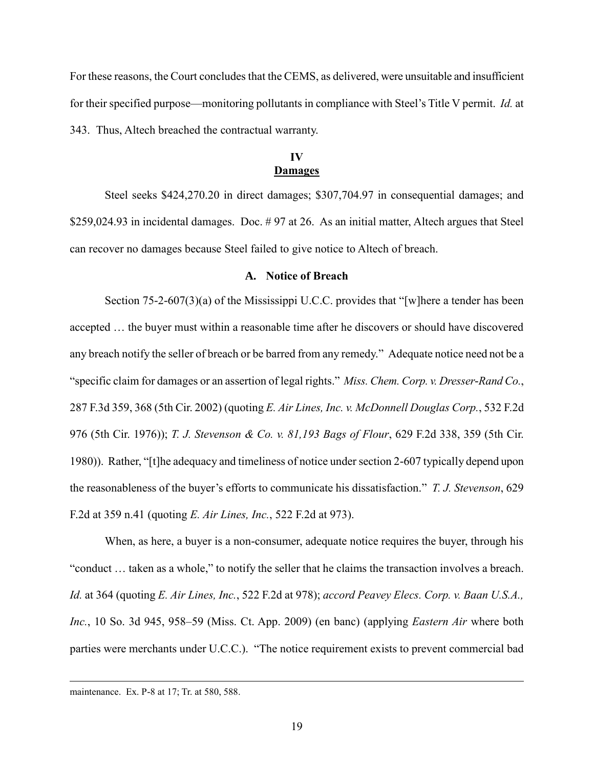For these reasons, the Court concludes that the CEMS, as delivered, were unsuitable and insufficient for their specified purpose—monitoring pollutants in compliance with Steel's Title V permit. *Id.* at 343. Thus, Altech breached the contractual warranty.

## IV
## Damages

Steel seeks $424,270.20 in direct damages; $307,704.97 in consequential damages; and $259,024.93 in incidental damages. Doc. # 97 at 26. As an initial matter, Altech argues that Steel can recover no damages because Steel failed to give notice to Altech of breach.

### A. Notice of Breach

Section 75-2-607(3)(a) of the Mississippi U.C.C. provides that "[w]here a tender has been accepted … the buyer must within a reasonable time after he discovers or should have discovered any breach notify the seller of breach or be barred from any remedy." Adequate notice need not be a "specific claim for damages or an assertion of legal rights." *Miss. Chem. Corp. v. Dresser-Rand Co.*, 287 F.3d 359, 368 (5th Cir. 2002) (quoting *E. Air Lines, Inc. v. McDonnell Douglas Corp.*, 532 F.2d 976 (5th Cir. 1976)); *T. J. Stevenson & Co. v. 81,193 Bags of Flour*, 629 F.2d 338, 359 (5th Cir. 1980)). Rather, "[t]he adequacy and timeliness of notice under section 2-607 typically depend upon the reasonableness of the buyer's efforts to communicate his dissatisfaction." *T. J. Stevenson*, 629 F.2d at 359 n.41 (quoting *E. Air Lines, Inc.*, 522 F.2d at 973).

When, as here, a buyer is a non-consumer, adequate notice requires the buyer, through his "conduct … taken as a whole," to notify the seller that he claims the transaction involves a breach. *Id.* at 364 (quoting *E. Air Lines, Inc.*, 522 F.2d at 978); *accord Peavey Elecs. Corp. v. Baan U.S.A., Inc.*, 10 So. 3d 945, 958–59 (Miss. Ct. App. 2009) (en banc) (applying *Eastern Air* where both parties were merchants under U.C.C.). "The notice requirement exists to prevent commercial bad

---

maintenance. Ex. P-8 at 17; Tr. at 580, 588.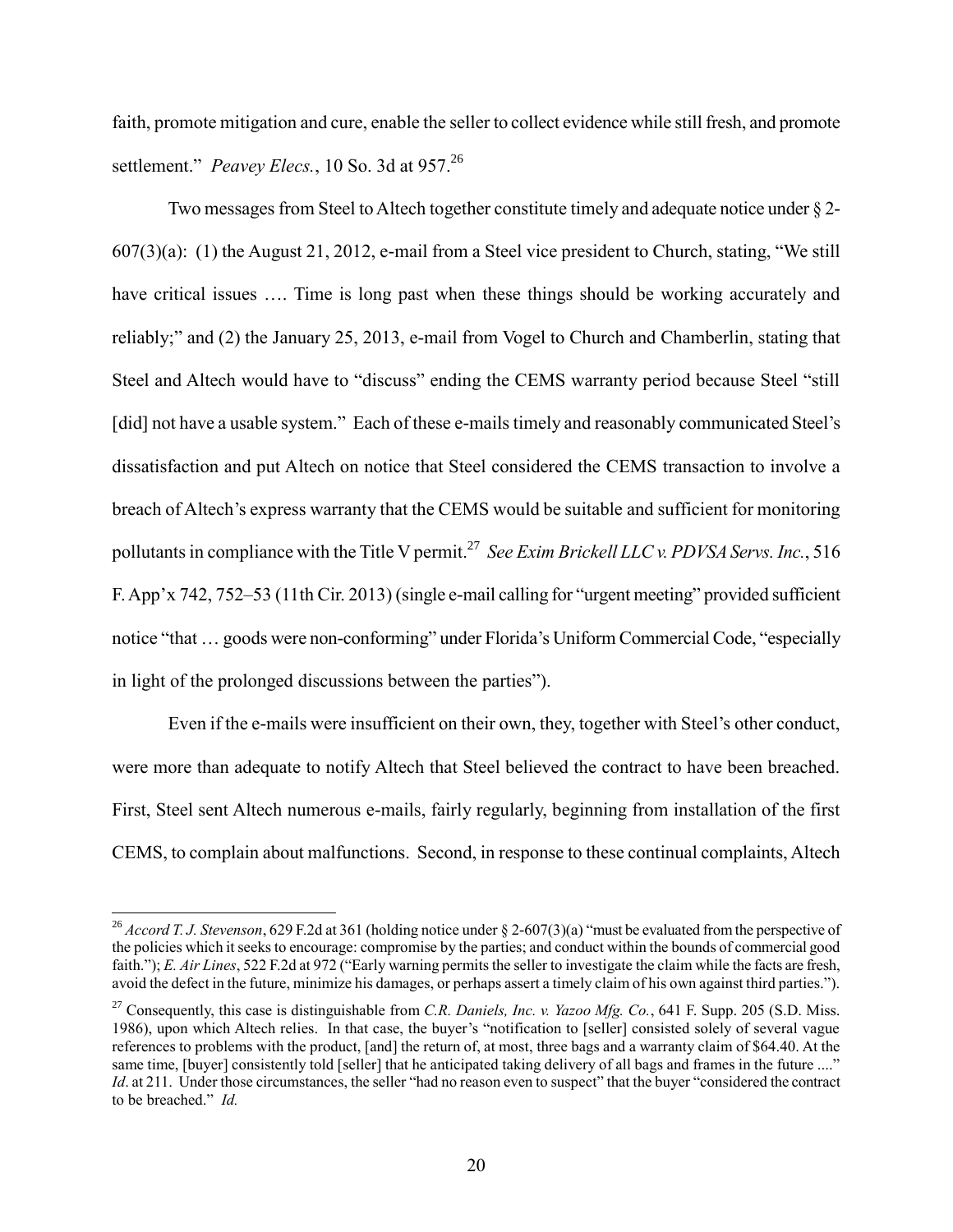faith, promote mitigation and cure, enable the seller to collect evidence while still fresh, and promote settlement." *Peavey Elecs.*, 10 So. 3d at 957.[26]

Two messages from Steel to Altech together constitute timely and adequate notice under § 2-607(3)(a): (1) the August 21, 2012, e-mail from a Steel vice president to Church, stating, "We still have critical issues …. Time is long past when these things should be working accurately and reliably;" and (2) the January 25, 2013, e-mail from Vogel to Church and Chamberlin, stating that Steel and Altech would have to "discuss" ending the CEMS warranty period because Steel "still [did] not have a usable system." Each of these e-mails timely and reasonably communicated Steel's dissatisfaction and put Altech on notice that Steel considered the CEMS transaction to involve a breach of Altech's express warranty that the CEMS would be suitable and sufficient for monitoring pollutants in compliance with the Title V permit.[27] *See Exim Brickell LLC v. PDVSA Servs. Inc.*, 516 F. App'x 742, 752–53 (11th Cir. 2013) (single e-mail calling for "urgent meeting" provided sufficient notice "that … goods were non-conforming" under Florida's Uniform Commercial Code, "especially in light of the prolonged discussions between the parties").

Even if the e-mails were insufficient on their own, they, together with Steel's other conduct, were more than adequate to notify Altech that Steel believed the contract to have been breached. First, Steel sent Altech numerous e-mails, fairly regularly, beginning from installation of the first CEMS, to complain about malfunctions. Second, in response to these continual complaints, Altech

---

[26] *Accord T. J. Stevenson*, 629 F.2d at 361 (holding notice under § 2-607(3)(a) "must be evaluated from the perspective of the policies which it seeks to encourage: compromise by the parties; and conduct within the bounds of commercial good faith."); *E. Air Lines*, 522 F.2d at 972 ("Early warning permits the seller to investigate the claim while the facts are fresh, avoid the defect in the future, minimize his damages, or perhaps assert a timely claim of his own against third parties.").

[27] Consequently, this case is distinguishable from *C.R. Daniels, Inc. v. Yazoo Mfg. Co.*, 641 F. Supp. 205 (S.D. Miss. 1986), upon which Altech relies. In that case, the buyer's "notification to [seller] consisted solely of several vague references to problems with the product, [and] the return of, at most, three bags and a warranty claim of $64.40. At the same time, [buyer] consistently told [seller] that he anticipated taking delivery of all bags and frames in the future ...." *Id*. at 211. Under those circumstances, the seller "had no reason even to suspect" that the buyer "considered the contract to be breached." *Id.*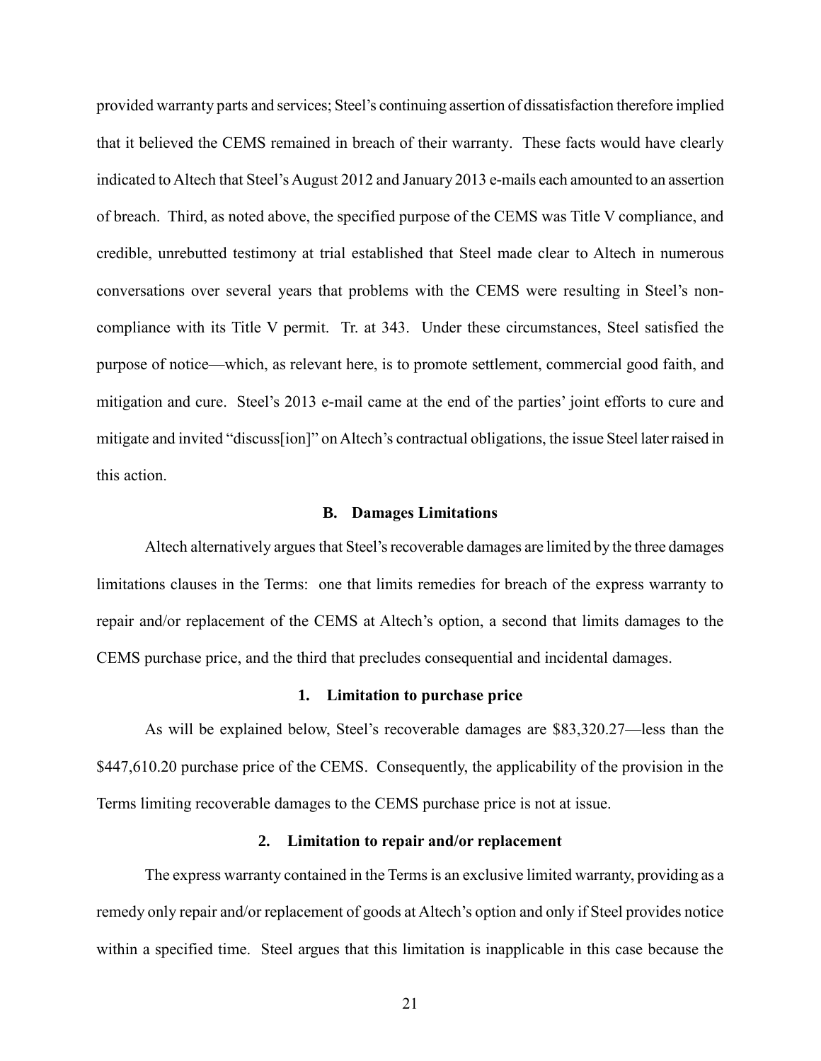provided warranty parts and services; Steel's continuing assertion of dissatisfaction therefore implied that it believed the CEMS remained in breach of their warranty. These facts would have clearly indicated to Altech that Steel's August 2012 and January 2013 e-mails each amounted to an assertion of breach. Third, as noted above, the specified purpose of the CEMS was Title V compliance, and credible, unrebutted testimony at trial established that Steel made clear to Altech in numerous conversations over several years that problems with the CEMS were resulting in Steel's non-compliance with its Title V permit. Tr. at 343. Under these circumstances, Steel satisfied the purpose of notice—which, as relevant here, is to promote settlement, commercial good faith, and mitigation and cure. Steel's 2013 e-mail came at the end of the parties' joint efforts to cure and mitigate and invited "discuss[ion]" on Altech's contractual obligations, the issue Steel later raised in this action.

### B. Damages Limitations

Altech alternatively argues that Steel's recoverable damages are limited by the three damages limitations clauses in the Terms: one that limits remedies for breach of the express warranty to repair and/or replacement of the CEMS at Altech's option, a second that limits damages to the CEMS purchase price, and the third that precludes consequential and incidental damages.

#### 1. Limitation to purchase price

As will be explained below, Steel's recoverable damages are $83,320.27—less than the $447,610.20 purchase price of the CEMS. Consequently, the applicability of the provision in the Terms limiting recoverable damages to the CEMS purchase price is not at issue.

#### 2. Limitation to repair and/or replacement

The express warranty contained in the Terms is an exclusive limited warranty, providing as a remedy only repair and/or replacement of goods at Altech's option and only if Steel provides notice within a specified time. Steel argues that this limitation is inapplicable in this case because the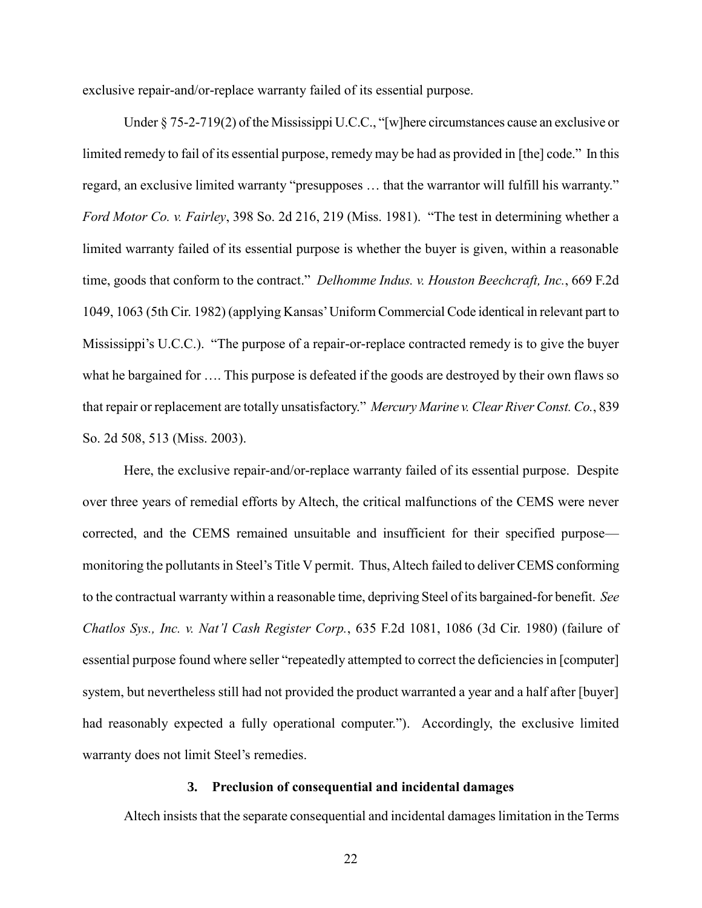exclusive repair-and/or-replace warranty failed of its essential purpose.

Under § 75-2-719(2) of the Mississippi U.C.C., "[w]here circumstances cause an exclusive or limited remedy to fail of its essential purpose, remedy may be had as provided in [the] code." In this regard, an exclusive limited warranty "presupposes … that the warrantor will fulfill his warranty." *Ford Motor Co. v. Fairley*, 398 So. 2d 216, 219 (Miss. 1981). "The test in determining whether a limited warranty failed of its essential purpose is whether the buyer is given, within a reasonable time, goods that conform to the contract." *Delhomme Indus. v. Houston Beechcraft, Inc.*, 669 F.2d 1049, 1063 (5th Cir. 1982) (applying Kansas' Uniform Commercial Code identical in relevant part to Mississippi's U.C.C.). "The purpose of a repair-or-replace contracted remedy is to give the buyer what he bargained for …. This purpose is defeated if the goods are destroyed by their own flaws so that repair or replacement are totally unsatisfactory." *Mercury Marine v. Clear River Const. Co.*, 839 So. 2d 508, 513 (Miss. 2003).

Here, the exclusive repair-and/or-replace warranty failed of its essential purpose. Despite over three years of remedial efforts by Altech, the critical malfunctions of the CEMS were never corrected, and the CEMS remained unsuitable and insufficient for their specified purpose—monitoring the pollutants in Steel's Title V permit. Thus, Altech failed to deliver CEMS conforming to the contractual warranty within a reasonable time, depriving Steel of its bargained-for benefit. *See Chatlos Sys., Inc. v. Nat'l Cash Register Corp.*, 635 F.2d 1081, 1086 (3d Cir. 1980) (failure of essential purpose found where seller "repeatedly attempted to correct the deficiencies in [computer] system, but nevertheless still had not provided the product warranted a year and a half after [buyer] had reasonably expected a fully operational computer."). Accordingly, the exclusive limited warranty does not limit Steel's remedies.

### 3. Preclusion of consequential and incidental damages

Altech insists that the separate consequential and incidental damages limitation in the Terms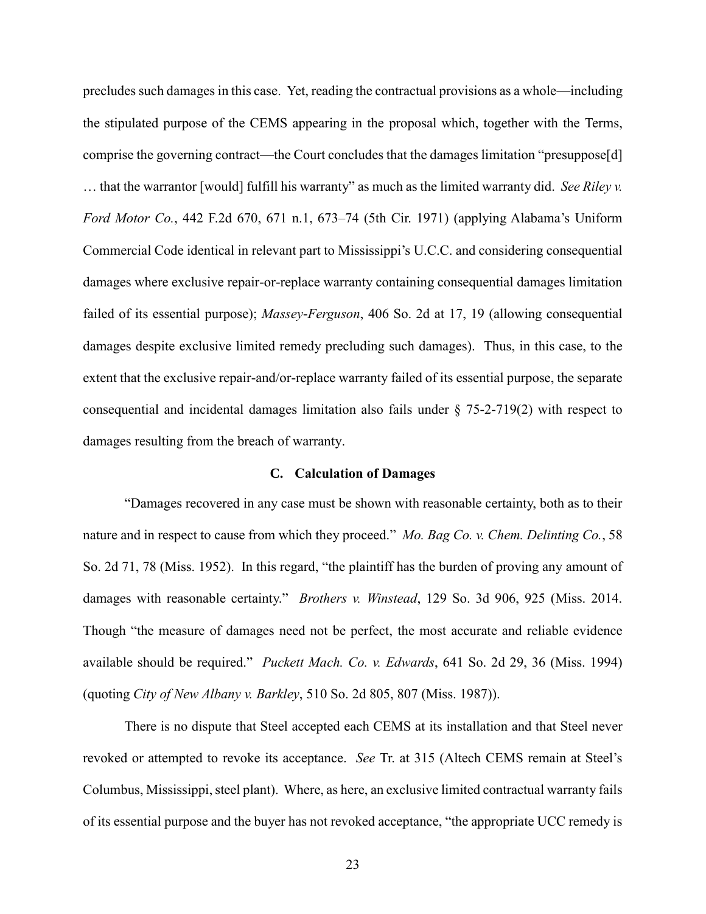precludes such damages in this case. Yet, reading the contractual provisions as a whole—including the stipulated purpose of the CEMS appearing in the proposal which, together with the Terms, comprise the governing contract—the Court concludes that the damages limitation "presuppose[d] … that the warrantor [would] fulfill his warranty" as much as the limited warranty did. *See Riley v. Ford Motor Co.*, 442 F.2d 670, 671 n.1, 673–74 (5th Cir. 1971) (applying Alabama's Uniform Commercial Code identical in relevant part to Mississippi's U.C.C. and considering consequential damages where exclusive repair-or-replace warranty containing consequential damages limitation failed of its essential purpose); *Massey-Ferguson*, 406 So. 2d at 17, 19 (allowing consequential damages despite exclusive limited remedy precluding such damages). Thus, in this case, to the extent that the exclusive repair-and/or-replace warranty failed of its essential purpose, the separate consequential and incidental damages limitation also fails under § 75-2-719(2) with respect to damages resulting from the breach of warranty.

### C. Calculation of Damages

"Damages recovered in any case must be shown with reasonable certainty, both as to their nature and in respect to cause from which they proceed." *Mo. Bag Co. v. Chem. Delinting Co.*, 58 So. 2d 71, 78 (Miss. 1952). In this regard, "the plaintiff has the burden of proving any amount of damages with reasonable certainty." *Brothers v. Winstead*, 129 So. 3d 906, 925 (Miss. 2014. Though "the measure of damages need not be perfect, the most accurate and reliable evidence available should be required." *Puckett Mach. Co. v. Edwards*, 641 So. 2d 29, 36 (Miss. 1994) (quoting *City of New Albany v. Barkley*, 510 So. 2d 805, 807 (Miss. 1987)).

There is no dispute that Steel accepted each CEMS at its installation and that Steel never revoked or attempted to revoke its acceptance. *See* Tr. at 315 (Altech CEMS remain at Steel's Columbus, Mississippi, steel plant). Where, as here, an exclusive limited contractual warranty fails of its essential purpose and the buyer has not revoked acceptance, "the appropriate UCC remedy is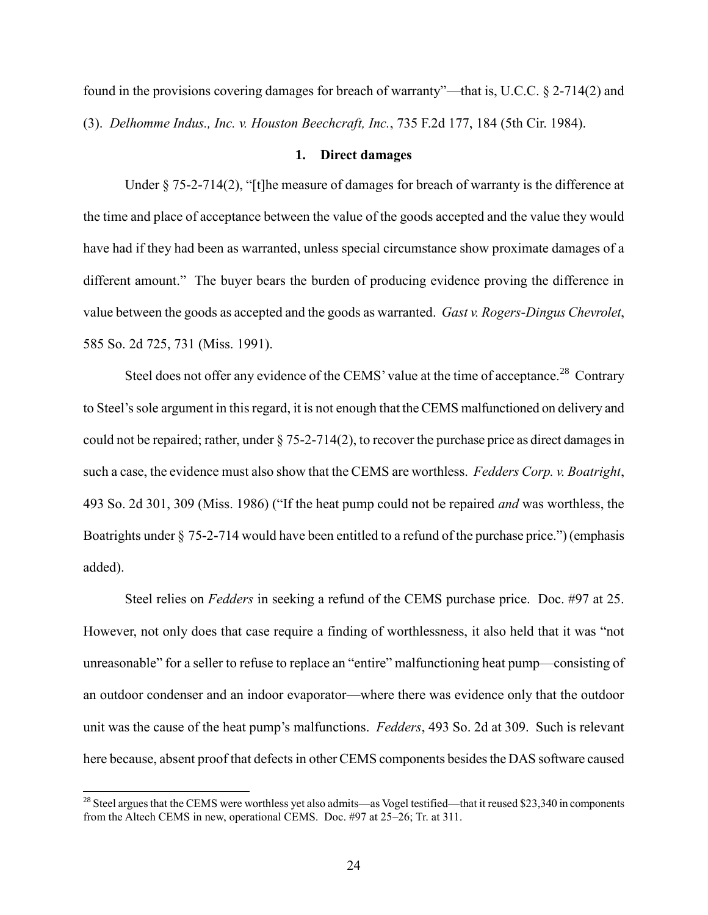found in the provisions covering damages for breach of warranty"—that is, U.C.C. § 2-714(2) and (3). *Delhomme Indus., Inc. v. Houston Beechcraft, Inc.*, 735 F.2d 177, 184 (5th Cir. 1984).

### 1. Direct damages

Under § 75-2-714(2), "[t]he measure of damages for breach of warranty is the difference at the time and place of acceptance between the value of the goods accepted and the value they would have had if they had been as warranted, unless special circumstance show proximate damages of a different amount." The buyer bears the burden of producing evidence proving the difference in value between the goods as accepted and the goods as warranted. *Gast v. Rogers-Dingus Chevrolet*, 585 So. 2d 725, 731 (Miss. 1991).

Steel does not offer any evidence of the CEMS' value at the time of acceptance.[28] Contrary to Steel's sole argument in this regard, it is not enough that the CEMS malfunctioned on delivery and could not be repaired; rather, under § 75-2-714(2), to recover the purchase price as direct damages in such a case, the evidence must also show that the CEMS are worthless. *Fedders Corp. v. Boatright*, 493 So. 2d 301, 309 (Miss. 1986) ("If the heat pump could not be repaired *and* was worthless, the Boatrights under § 75-2-714 would have been entitled to a refund of the purchase price.") (emphasis added).

Steel relies on *Fedders* in seeking a refund of the CEMS purchase price. Doc. #97 at 25. However, not only does that case require a finding of worthlessness, it also held that it was "not unreasonable" for a seller to refuse to replace an "entire" malfunctioning heat pump—consisting of an outdoor condenser and an indoor evaporator—where there was evidence only that the outdoor unit was the cause of the heat pump's malfunctions. *Fedders*, 493 So. 2d at 309. Such is relevant here because, absent proof that defects in other CEMS components besides the DAS software caused

[28] Steel argues that the CEMS were worthless yet also admits—as Vogel testified—that it reused $23,340 in components from the Altech CEMS in new, operational CEMS. Doc. #97 at 25–26; Tr. at 311.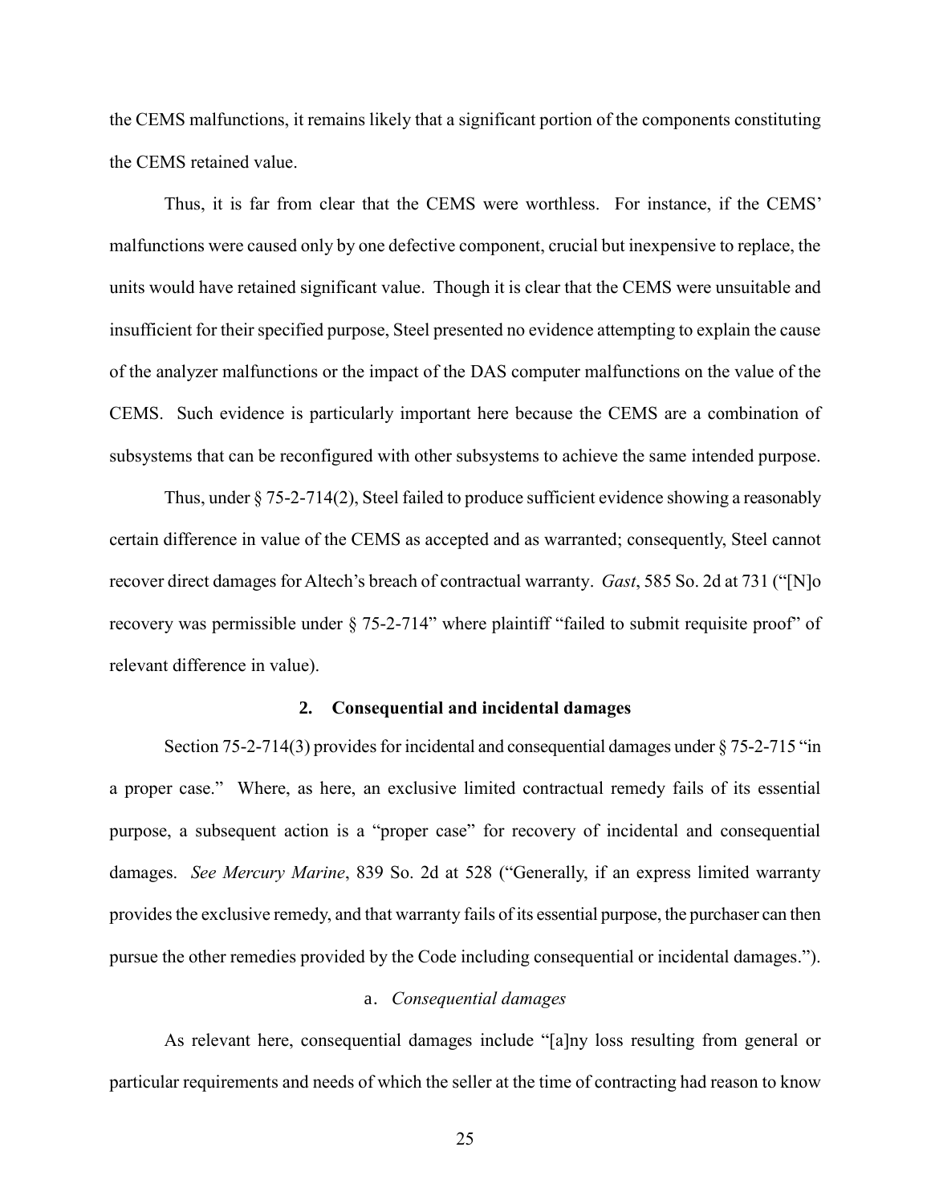the CEMS malfunctions, it remains likely that a significant portion of the components constituting the CEMS retained value.

Thus, it is far from clear that the CEMS were worthless. For instance, if the CEMS' malfunctions were caused only by one defective component, crucial but inexpensive to replace, the units would have retained significant value. Though it is clear that the CEMS were unsuitable and insufficient for their specified purpose, Steel presented no evidence attempting to explain the cause of the analyzer malfunctions or the impact of the DAS computer malfunctions on the value of the CEMS. Such evidence is particularly important here because the CEMS are a combination of subsystems that can be reconfigured with other subsystems to achieve the same intended purpose.

Thus, under § 75-2-714(2), Steel failed to produce sufficient evidence showing a reasonably certain difference in value of the CEMS as accepted and as warranted; consequently, Steel cannot recover direct damages for Altech's breach of contractual warranty. *Gast*, 585 So. 2d at 731 ("[N]o recovery was permissible under § 75-2-714" where plaintiff "failed to submit requisite proof" of relevant difference in value).

#### 2. Consequential and incidental damages

Section 75-2-714(3) provides for incidental and consequential damages under § 75-2-715 "in a proper case." Where, as here, an exclusive limited contractual remedy fails of its essential purpose, a subsequent action is a "proper case" for recovery of incidental and consequential damages. *See Mercury Marine*, 839 So. 2d at 528 ("Generally, if an express limited warranty provides the exclusive remedy, and that warranty fails of its essential purpose, the purchaser can then pursue the other remedies provided by the Code including consequential or incidental damages.").

##### a. *Consequential damages*

As relevant here, consequential damages include "[a]ny loss resulting from general or particular requirements and needs of which the seller at the time of contracting had reason to know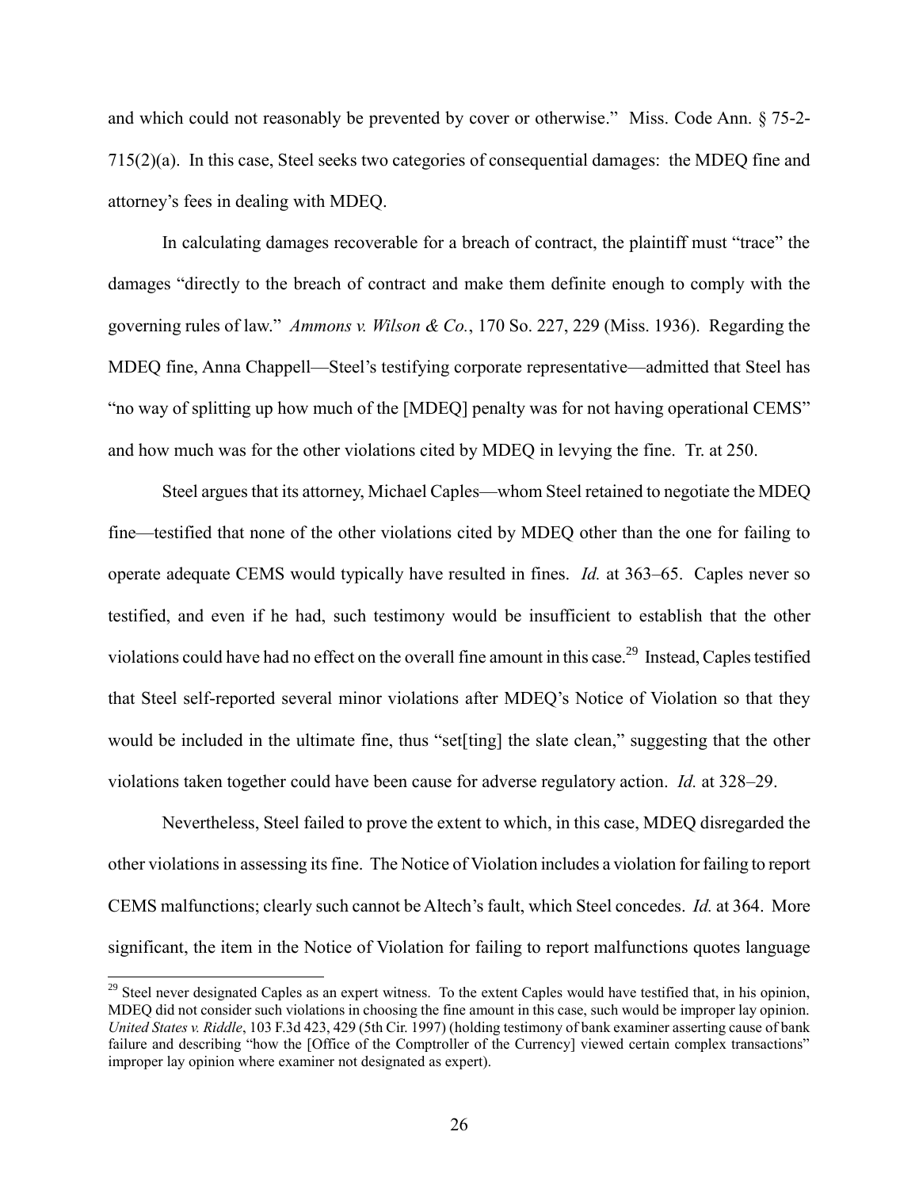and which could not reasonably be prevented by cover or otherwise." Miss. Code Ann. § 75-2-715(2)(a). In this case, Steel seeks two categories of consequential damages: the MDEQ fine and attorney's fees in dealing with MDEQ.

In calculating damages recoverable for a breach of contract, the plaintiff must "trace" the damages "directly to the breach of contract and make them definite enough to comply with the governing rules of law." *Ammons v. Wilson & Co.*, 170 So. 227, 229 (Miss. 1936). Regarding the MDEQ fine, Anna Chappell—Steel's testifying corporate representative—admitted that Steel has "no way of splitting up how much of the [MDEQ] penalty was for not having operational CEMS" and how much was for the other violations cited by MDEQ in levying the fine. Tr. at 250.

Steel argues that its attorney, Michael Caples—whom Steel retained to negotiate the MDEQ fine—testified that none of the other violations cited by MDEQ other than the one for failing to operate adequate CEMS would typically have resulted in fines. *Id.* at 363–65. Caples never so testified, and even if he had, such testimony would be insufficient to establish that the other violations could have had no effect on the overall fine amount in this case.[29] Instead, Caples testified that Steel self-reported several minor violations after MDEQ's Notice of Violation so that they would be included in the ultimate fine, thus "set[ting] the slate clean," suggesting that the other violations taken together could have been cause for adverse regulatory action. *Id.* at 328–29.

Nevertheless, Steel failed to prove the extent to which, in this case, MDEQ disregarded the other violations in assessing its fine. The Notice of Violation includes a violation for failing to report CEMS malfunctions; clearly such cannot be Altech's fault, which Steel concedes. *Id.* at 364. More significant, the item in the Notice of Violation for failing to report malfunctions quotes language

---

[29] Steel never designated Caples as an expert witness. To the extent Caples would have testified that, in his opinion, MDEQ did not consider such violations in choosing the fine amount in this case, such would be improper lay opinion. *United States v. Riddle*, 103 F.3d 423, 429 (5th Cir. 1997) (holding testimony of bank examiner asserting cause of bank failure and describing "how the [Office of the Comptroller of the Currency] viewed certain complex transactions" improper lay opinion where examiner not designated as expert).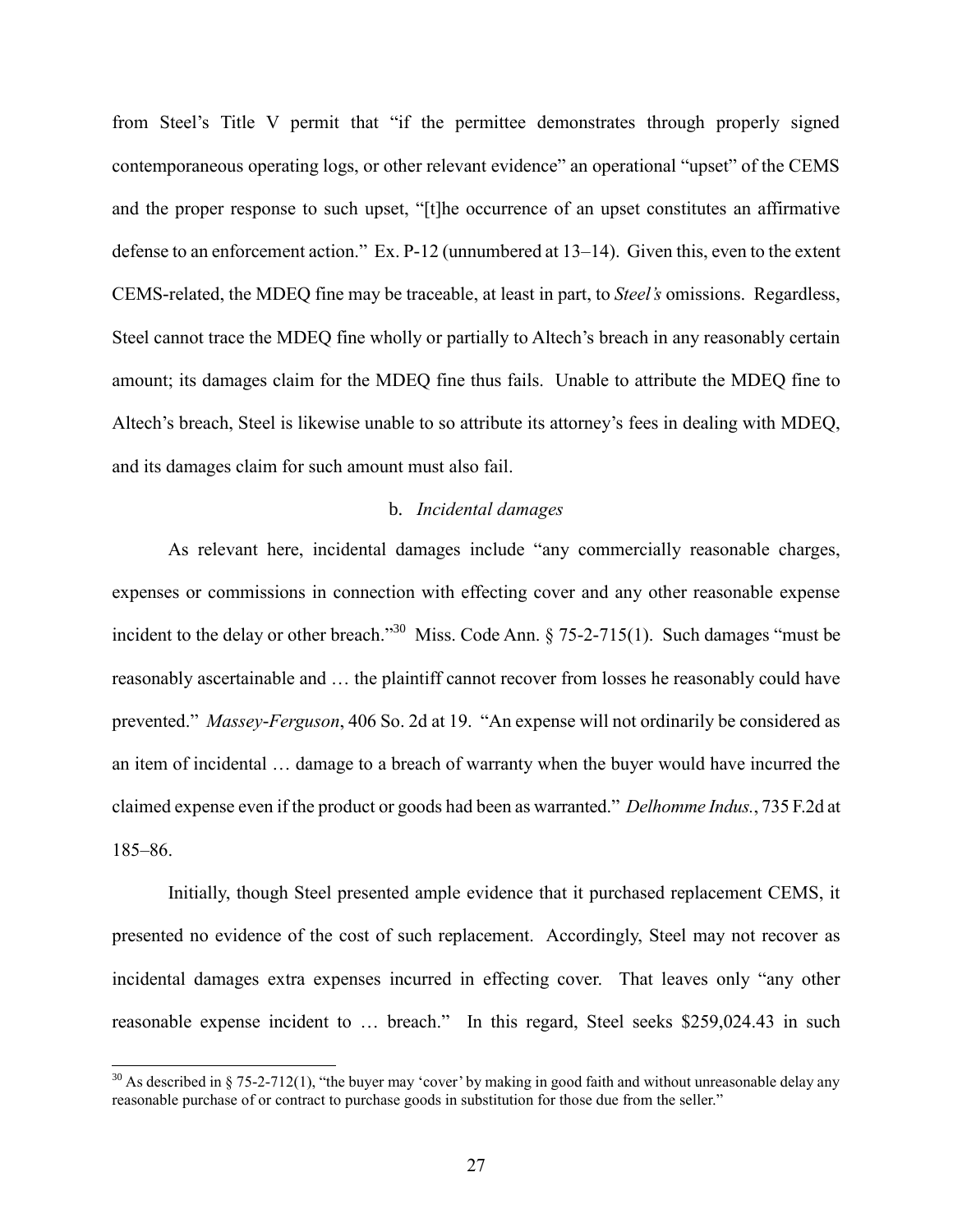from Steel's Title V permit that "if the permittee demonstrates through properly signed contemporaneous operating logs, or other relevant evidence" an operational "upset" of the CEMS and the proper response to such upset, "[t]he occurrence of an upset constitutes an affirmative defense to an enforcement action." Ex. P-12 (unnumbered at 13–14). Given this, even to the extent CEMS-related, the MDEQ fine may be traceable, at least in part, to *Steel's* omissions. Regardless, Steel cannot trace the MDEQ fine wholly or partially to Altech's breach in any reasonably certain amount; its damages claim for the MDEQ fine thus fails. Unable to attribute the MDEQ fine to Altech's breach, Steel is likewise unable to so attribute its attorney's fees in dealing with MDEQ, and its damages claim for such amount must also fail.

b. *Incidental damages*

As relevant here, incidental damages include "any commercially reasonable charges, expenses or commissions in connection with effecting cover and any other reasonable expense incident to the delay or other breach."[30] Miss. Code Ann. § 75-2-715(1). Such damages "must be reasonably ascertainable and … the plaintiff cannot recover from losses he reasonably could have prevented." *Massey-Ferguson*, 406 So. 2d at 19. "An expense will not ordinarily be considered as an item of incidental … damage to a breach of warranty when the buyer would have incurred the claimed expense even if the product or goods had been as warranted." *Delhomme Indus.*, 735 F.2d at 185–86.

Initially, though Steel presented ample evidence that it purchased replacement CEMS, it presented no evidence of the cost of such replacement. Accordingly, Steel may not recover as incidental damages extra expenses incurred in effecting cover. That leaves only "any other reasonable expense incident to … breach." In this regard, Steel seeks $259,024.43 in such

---

[30] As described in § 75-2-712(1), "the buyer may 'cover' by making in good faith and without unreasonable delay any reasonable purchase of or contract to purchase goods in substitution for those due from the seller."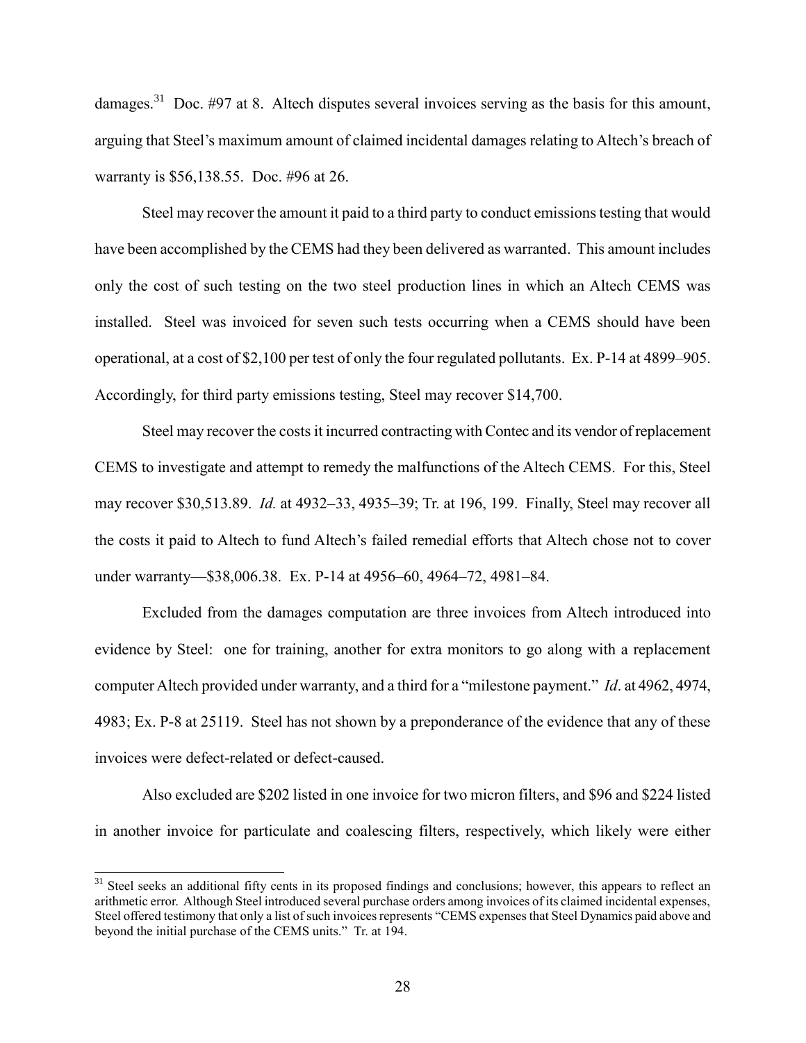damages.[31] Doc. #97 at 8. Altech disputes several invoices serving as the basis for this amount, arguing that Steel's maximum amount of claimed incidental damages relating to Altech's breach of warranty is $56,138.55. Doc. #96 at 26.

Steel may recover the amount it paid to a third party to conduct emissions testing that would have been accomplished by the CEMS had they been delivered as warranted. This amount includes only the cost of such testing on the two steel production lines in which an Altech CEMS was installed. Steel was invoiced for seven such tests occurring when a CEMS should have been operational, at a cost of $2,100 per test of only the four regulated pollutants. Ex. P-14 at 4899–905. Accordingly, for third party emissions testing, Steel may recover $14,700.

Steel may recover the costs it incurred contracting with Contec and its vendor of replacement CEMS to investigate and attempt to remedy the malfunctions of the Altech CEMS. For this, Steel may recover $30,513.89. *Id.* at 4932–33, 4935–39; Tr. at 196, 199. Finally, Steel may recover all the costs it paid to Altech to fund Altech's failed remedial efforts that Altech chose not to cover under warranty—$38,006.38. Ex. P-14 at 4956–60, 4964–72, 4981–84.

Excluded from the damages computation are three invoices from Altech introduced into evidence by Steel: one for training, another for extra monitors to go along with a replacement computer Altech provided under warranty, and a third for a "milestone payment." *Id*. at 4962, 4974, 4983; Ex. P-8 at 25119. Steel has not shown by a preponderance of the evidence that any of these invoices were defect-related or defect-caused.

Also excluded are $202 listed in one invoice for two micron filters, and $96 and $224 listed in another invoice for particulate and coalescing filters, respectively, which likely were either

---

[31] Steel seeks an additional fifty cents in its proposed findings and conclusions; however, this appears to reflect an arithmetic error. Although Steel introduced several purchase orders among invoices of its claimed incidental expenses, Steel offered testimony that only a list of such invoices represents "CEMS expenses that Steel Dynamics paid above and beyond the initial purchase of the CEMS units." Tr. at 194.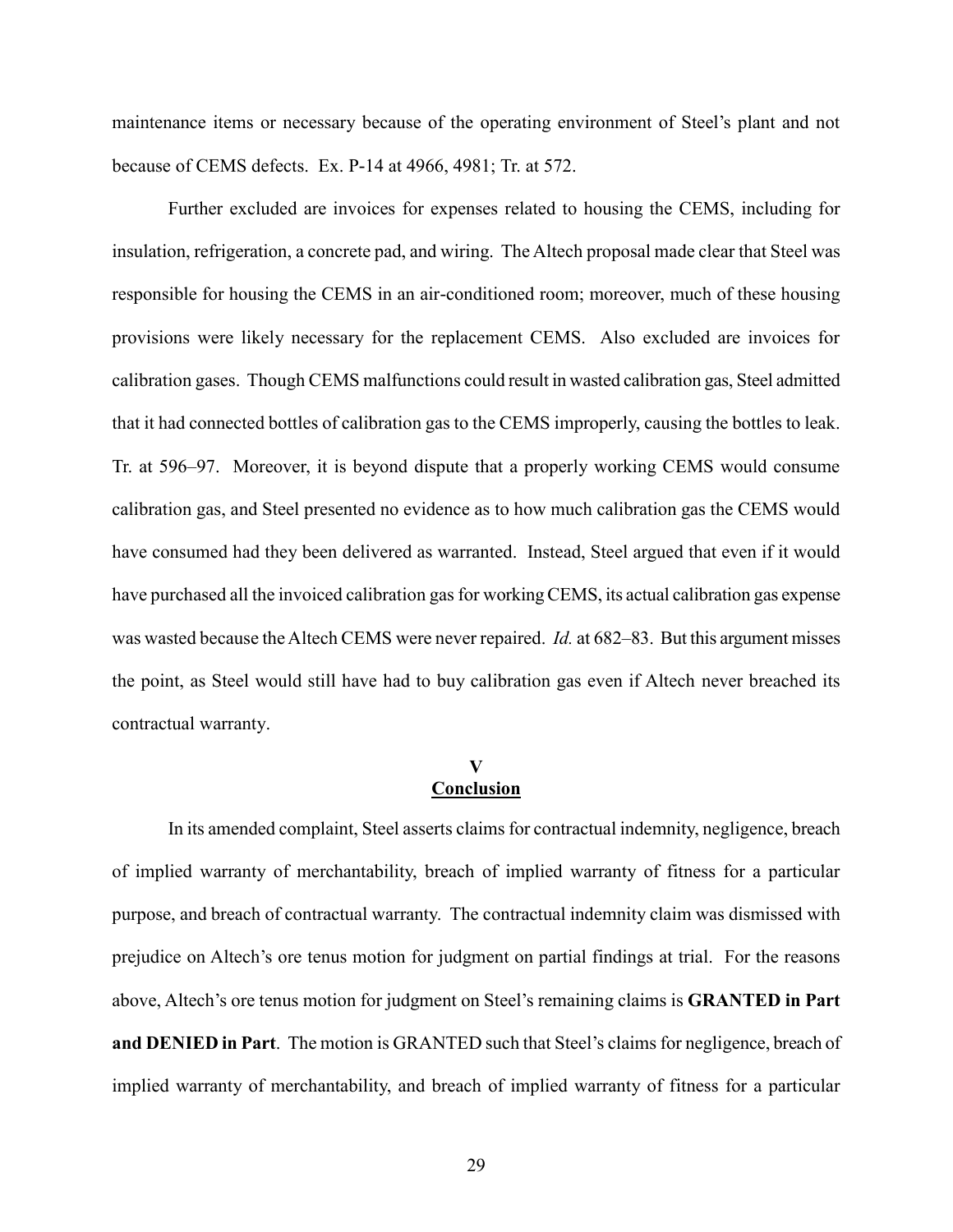maintenance items or necessary because of the operating environment of Steel's plant and not because of CEMS defects. Ex. P-14 at 4966, 4981; Tr. at 572.

Further excluded are invoices for expenses related to housing the CEMS, including for insulation, refrigeration, a concrete pad, and wiring. The Altech proposal made clear that Steel was responsible for housing the CEMS in an air-conditioned room; moreover, much of these housing provisions were likely necessary for the replacement CEMS. Also excluded are invoices for calibration gases. Though CEMS malfunctions could result in wasted calibration gas, Steel admitted that it had connected bottles of calibration gas to the CEMS improperly, causing the bottles to leak. Tr. at 596–97. Moreover, it is beyond dispute that a properly working CEMS would consume calibration gas, and Steel presented no evidence as to how much calibration gas the CEMS would have consumed had they been delivered as warranted. Instead, Steel argued that even if it would have purchased all the invoiced calibration gas for working CEMS, its actual calibration gas expense was wasted because the Altech CEMS were never repaired. *Id.* at 682–83. But this argument misses the point, as Steel would still have had to buy calibration gas even if Altech never breached its contractual warranty.

## V
## Conclusion

In its amended complaint, Steel asserts claims for contractual indemnity, negligence, breach of implied warranty of merchantability, breach of implied warranty of fitness for a particular purpose, and breach of contractual warranty. The contractual indemnity claim was dismissed with prejudice on Altech's ore tenus motion for judgment on partial findings at trial. For the reasons above, Altech's ore tenus motion for judgment on Steel's remaining claims is **GRANTED in Part and DENIED in Part**. The motion is GRANTED such that Steel's claims for negligence, breach of implied warranty of merchantability, and breach of implied warranty of fitness for a particular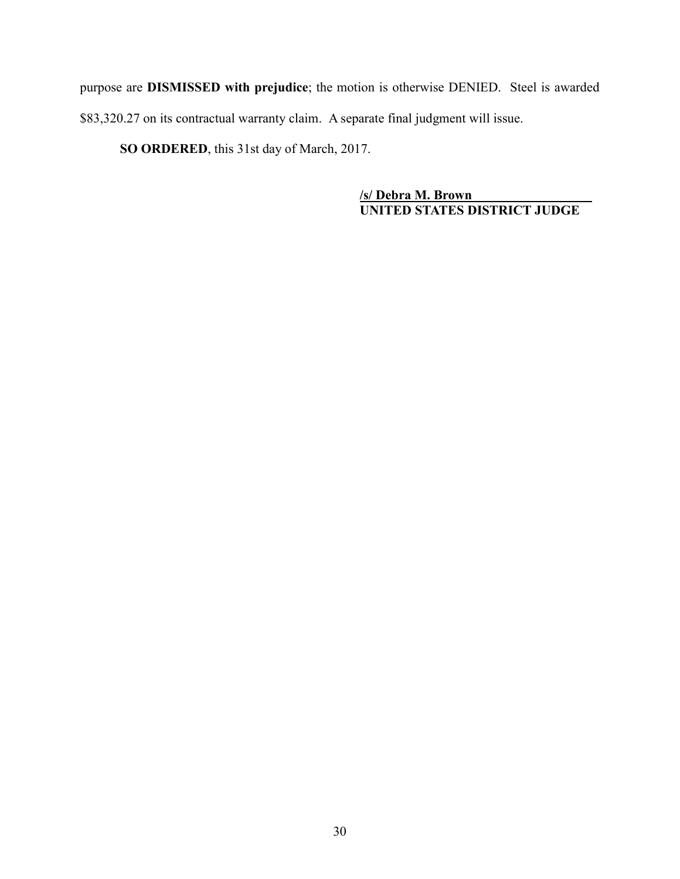purpose are **DISMISSED with prejudice**; the motion is otherwise DENIED. Steel is awarded $83,320.27 on its contractual warranty claim. A separate final judgment will issue.

**SO ORDERED**, this 31st day of March, 2017.

**/s/ Debra M. Brown**
**UNITED STATES DISTRICT JUDGE**